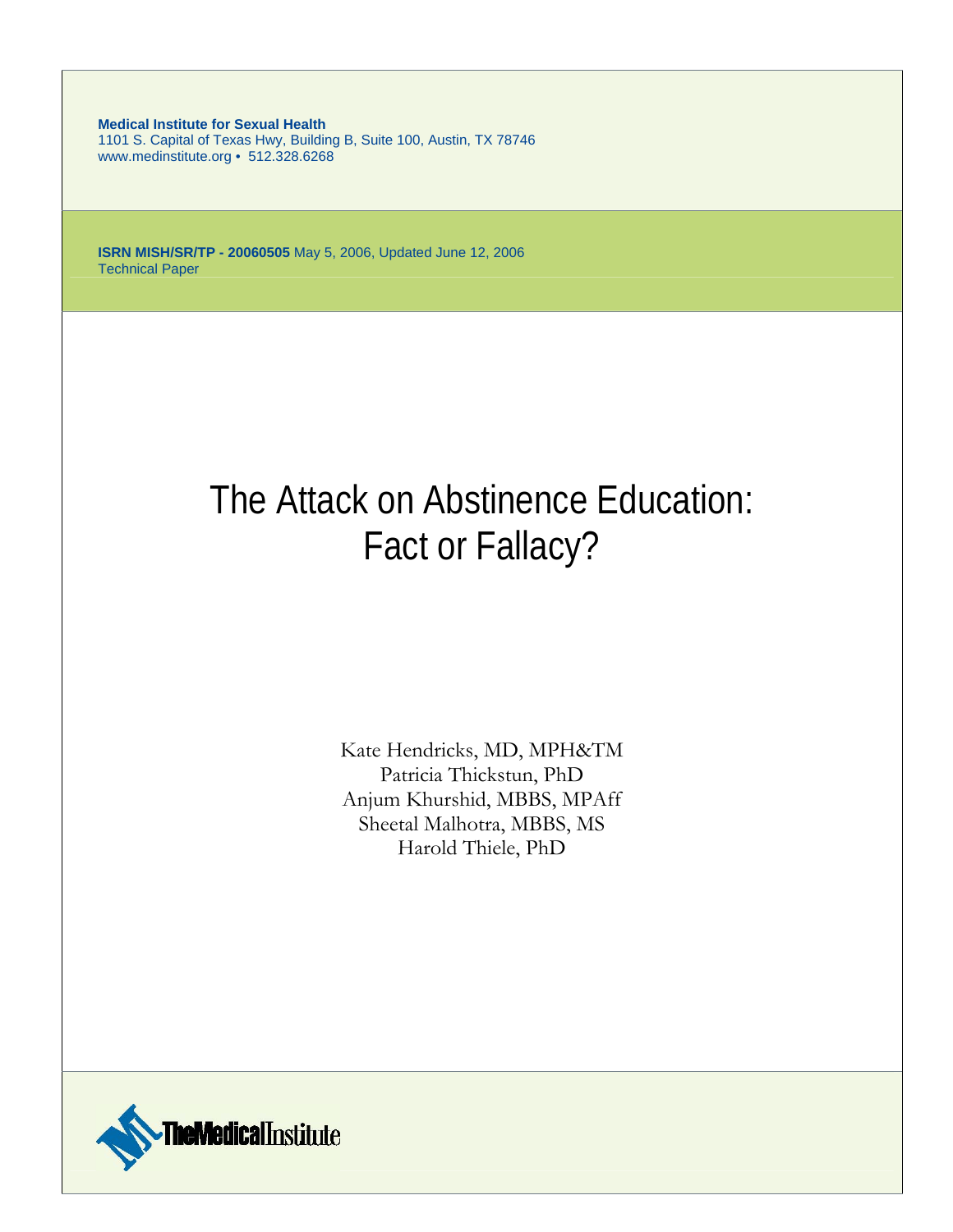**Medical Institute for Sexual Health**
1101 S. Capital of Texas Hwy, Building B, Suite 100, Austin, TX 78746
www.medinstitute.org • 512.328.6268

**ISRN MISH/SR/TP - 20060505** May 5, 2006, Updated June 12, 2006
Technical Paper

# The Attack on Abstinence Education: Fact or Fallacy?

Kate Hendricks, MD, MPH&TM
Patricia Thickstun, PhD
Anjum Khurshid, MBBS, MPAff
Sheetal Malhotra, MBBS, MS
Harold Thiele, PhD

TheMedicalInstitute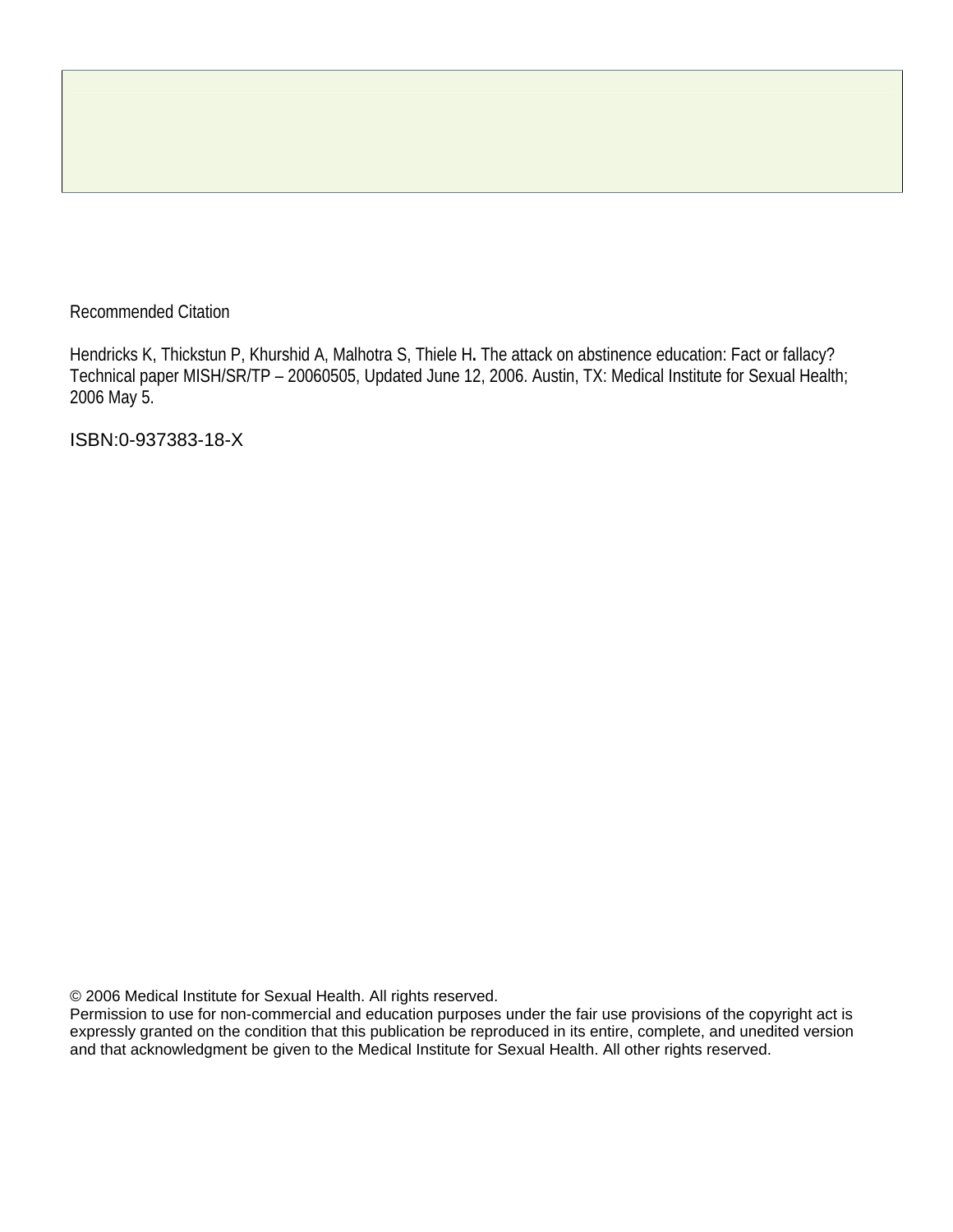Recommended Citation

Hendricks K, Thickstun P, Khurshid A, Malhotra S, Thiele H**.** The attack on abstinence education: Fact or fallacy? Technical paper MISH/SR/TP – 20060505, Updated June 12, 2006. Austin, TX: Medical Institute for Sexual Health; 2006 May 5.

ISBN:0-937383-18-X

© 2006 Medical Institute for Sexual Health. All rights reserved.
Permission to use for non-commercial and education purposes under the fair use provisions of the copyright act is expressly granted on the condition that this publication be reproduced in its entire, complete, and unedited version and that acknowledgment be given to the Medical Institute for Sexual Health. All other rights reserved.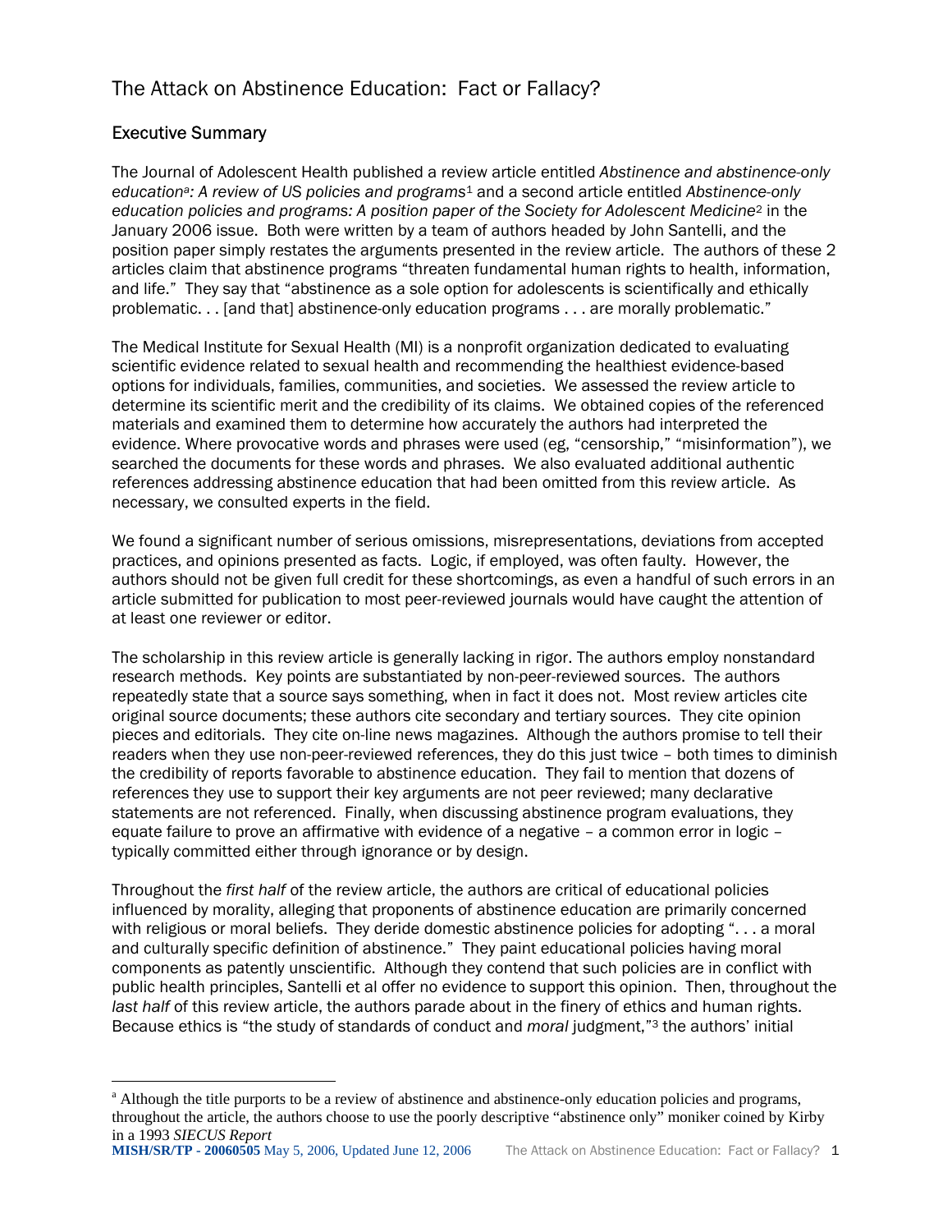# The Attack on Abstinence Education: Fact or Fallacy?

## Executive Summary

The Journal of Adolescent Health published a review article entitled *Abstinence and abstinence-only education[a]: A review of US policies and programs*[1] and a second article entitled *Abstinence-only education policies and programs: A position paper of the Society for Adolescent Medicine*[2] in the January 2006 issue. Both were written by a team of authors headed by John Santelli, and the position paper simply restates the arguments presented in the review article. The authors of these 2 articles claim that abstinence programs "threaten fundamental human rights to health, information, and life." They say that "abstinence as a sole option for adolescents is scientifically and ethically problematic. . . [and that] abstinence-only education programs . . . are morally problematic."

The Medical Institute for Sexual Health (MI) is a nonprofit organization dedicated to evaluating scientific evidence related to sexual health and recommending the healthiest evidence-based options for individuals, families, communities, and societies. We assessed the review article to determine its scientific merit and the credibility of its claims. We obtained copies of the referenced materials and examined them to determine how accurately the authors had interpreted the evidence. Where provocative words and phrases were used (eg, "censorship," "misinformation"), we searched the documents for these words and phrases. We also evaluated additional authentic references addressing abstinence education that had been omitted from this review article. As necessary, we consulted experts in the field.

We found a significant number of serious omissions, misrepresentations, deviations from accepted practices, and opinions presented as facts. Logic, if employed, was often faulty. However, the authors should not be given full credit for these shortcomings, as even a handful of such errors in an article submitted for publication to most peer-reviewed journals would have caught the attention of at least one reviewer or editor.

The scholarship in this review article is generally lacking in rigor. The authors employ nonstandard research methods. Key points are substantiated by non-peer-reviewed sources. The authors repeatedly state that a source says something, when in fact it does not. Most review articles cite original source documents; these authors cite secondary and tertiary sources. They cite opinion pieces and editorials. They cite on-line news magazines. Although the authors promise to tell their readers when they use non-peer-reviewed references, they do this just twice – both times to diminish the credibility of reports favorable to abstinence education. They fail to mention that dozens of references they use to support their key arguments are not peer reviewed; many declarative statements are not referenced. Finally, when discussing abstinence program evaluations, they equate failure to prove an affirmative with evidence of a negative – a common error in logic – typically committed either through ignorance or by design.

Throughout the *first half* of the review article, the authors are critical of educational policies influenced by morality, alleging that proponents of abstinence education are primarily concerned with religious or moral beliefs. They deride domestic abstinence policies for adopting ". . . a moral and culturally specific definition of abstinence." They paint educational policies having moral components as patently unscientific. Although they contend that such policies are in conflict with public health principles, Santelli et al offer no evidence to support this opinion. Then, throughout the *last half* of this review article, the authors parade about in the finery of ethics and human rights. Because ethics is "the study of standards of conduct and *moral* judgment,"[3] the authors' initial

---

[a] Although the title purports to be a review of abstinence and abstinence-only education policies and programs, throughout the article, the authors choose to use the poorly descriptive "abstinence only" moniker coined by Kirby in a 1993 *SIECUS Report*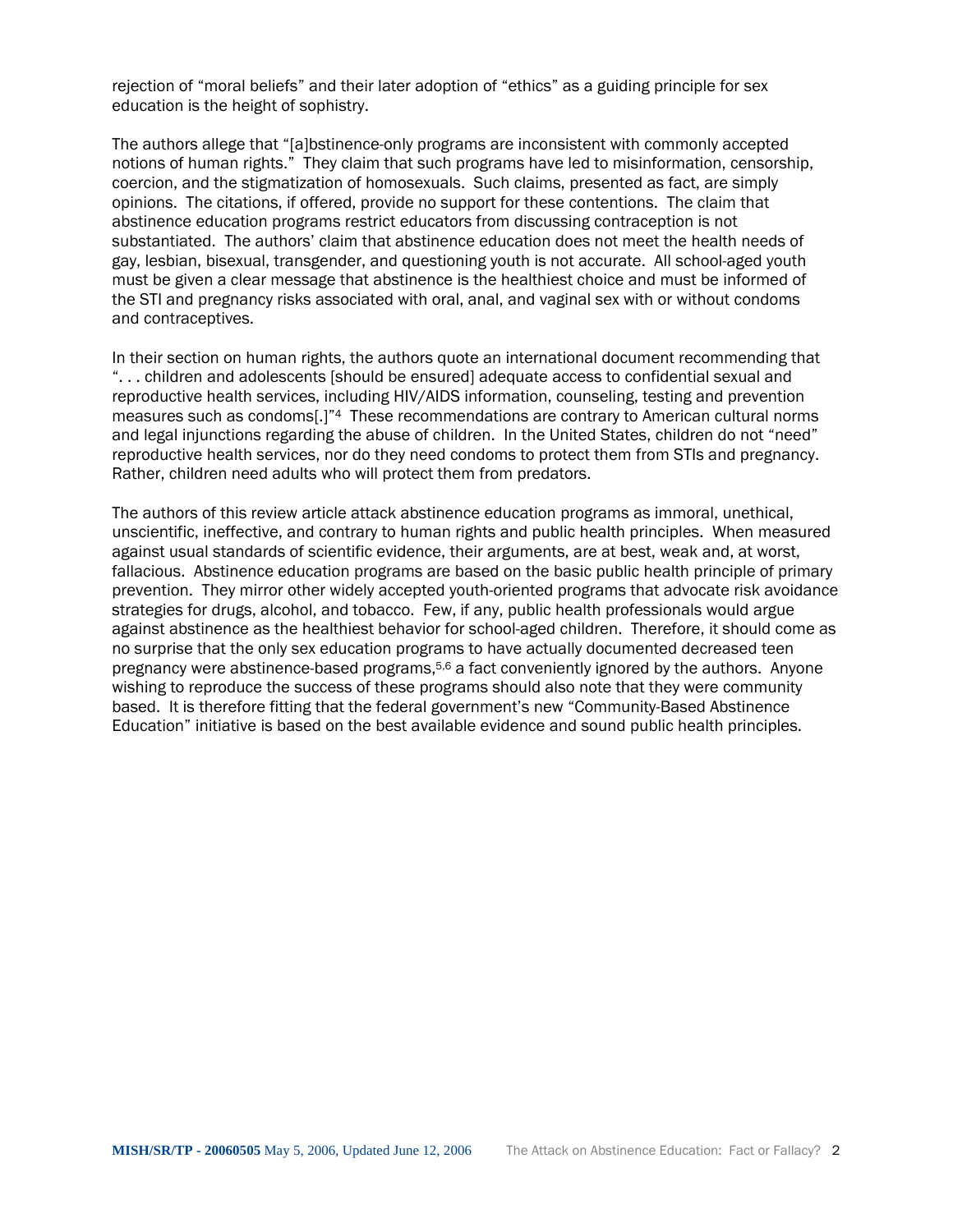rejection of "moral beliefs" and their later adoption of "ethics" as a guiding principle for sex education is the height of sophistry.

The authors allege that "[a]bstinence-only programs are inconsistent with commonly accepted notions of human rights." They claim that such programs have led to misinformation, censorship, coercion, and the stigmatization of homosexuals. Such claims, presented as fact, are simply opinions. The citations, if offered, provide no support for these contentions. The claim that abstinence education programs restrict educators from discussing contraception is not substantiated. The authors' claim that abstinence education does not meet the health needs of gay, lesbian, bisexual, transgender, and questioning youth is not accurate. All school-aged youth must be given a clear message that abstinence is the healthiest choice and must be informed of the STI and pregnancy risks associated with oral, anal, and vaginal sex with or without condoms and contraceptives.

In their section on human rights, the authors quote an international document recommending that ". . . children and adolescents [should be ensured] adequate access to confidential sexual and reproductive health services, including HIV/AIDS information, counseling, testing and prevention measures such as condoms[.]"[4] These recommendations are contrary to American cultural norms and legal injunctions regarding the abuse of children. In the United States, children do not "need" reproductive health services, nor do they need condoms to protect them from STIs and pregnancy. Rather, children need adults who will protect them from predators.

The authors of this review article attack abstinence education programs as immoral, unethical, unscientific, ineffective, and contrary to human rights and public health principles. When measured against usual standards of scientific evidence, their arguments, are at best, weak and, at worst, fallacious. Abstinence education programs are based on the basic public health principle of primary prevention. They mirror other widely accepted youth-oriented programs that advocate risk avoidance strategies for drugs, alcohol, and tobacco. Few, if any, public health professionals would argue against abstinence as the healthiest behavior for school-aged children. Therefore, it should come as no surprise that the only sex education programs to have actually documented decreased teen pregnancy were abstinence-based programs,[5,6] a fact conveniently ignored by the authors. Anyone wishing to reproduce the success of these programs should also note that they were community based. It is therefore fitting that the federal government's new "Community-Based Abstinence Education" initiative is based on the best available evidence and sound public health principles.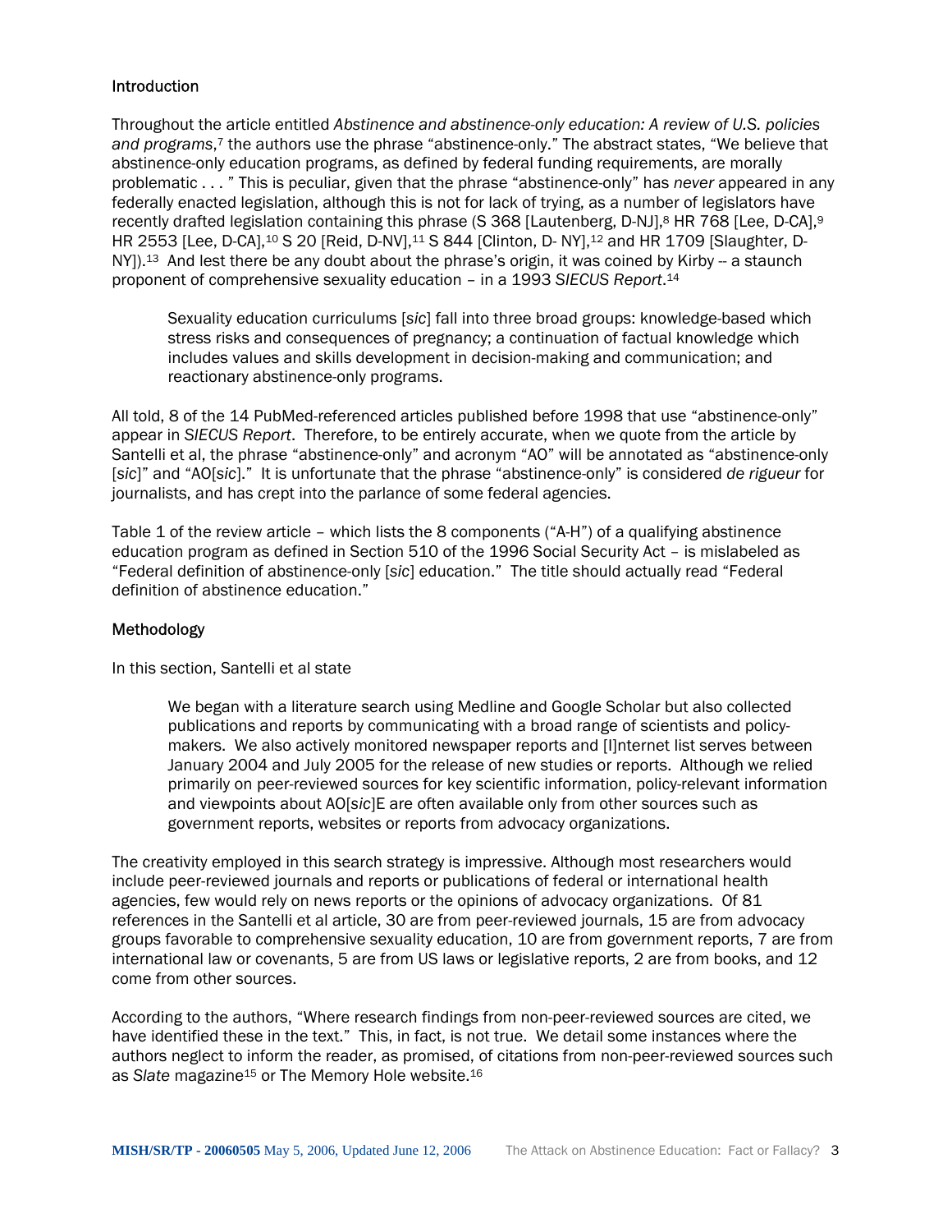### Introduction

Throughout the article entitled *Abstinence and abstinence-only education: A review of U.S. policies and programs*,[7] the authors use the phrase "abstinence-only." The abstract states, "We believe that abstinence-only education programs, as defined by federal funding requirements, are morally problematic . . . " This is peculiar, given that the phrase "abstinence-only" has *never* appeared in any federally enacted legislation, although this is not for lack of trying, as a number of legislators have recently drafted legislation containing this phrase (S 368 [Lautenberg, D-NJ],[8] HR 768 [Lee, D-CA],[9] HR 2553 [Lee, D-CA],[10] S 20 [Reid, D-NV],[11] S 844 [Clinton, D- NY],[12] and HR 1709 [Slaughter, D-NY]).[13] And lest there be any doubt about the phrase's origin, it was coined by Kirby -- a staunch proponent of comprehensive sexuality education – in a 1993 *SIECUS Report*.[14]

> Sexuality education curriculums [*sic*] fall into three broad groups: knowledge-based which stress risks and consequences of pregnancy; a continuation of factual knowledge which includes values and skills development in decision-making and communication; and reactionary abstinence-only programs.

All told, 8 of the 14 PubMed-referenced articles published before 1998 that use "abstinence-only" appear in *SIECUS Report*. Therefore, to be entirely accurate, when we quote from the article by Santelli et al, the phrase "abstinence-only" and acronym "AO" will be annotated as "abstinence-only [*sic*]" and "AO[*sic*]." It is unfortunate that the phrase "abstinence-only" is considered *de rigueur* for journalists, and has crept into the parlance of some federal agencies.

Table 1 of the review article – which lists the 8 components ("A-H") of a qualifying abstinence education program as defined in Section 510 of the 1996 Social Security Act – is mislabeled as "Federal definition of abstinence-only [*sic*] education." The title should actually read "Federal definition of abstinence education."

### Methodology

In this section, Santelli et al state

> We began with a literature search using Medline and Google Scholar but also collected publications and reports by communicating with a broad range of scientists and policy-makers. We also actively monitored newspaper reports and [I]nternet list serves between January 2004 and July 2005 for the release of new studies or reports. Although we relied primarily on peer-reviewed sources for key scientific information, policy-relevant information and viewpoints about AO[*sic*]E are often available only from other sources such as government reports, websites or reports from advocacy organizations.

The creativity employed in this search strategy is impressive. Although most researchers would include peer-reviewed journals and reports or publications of federal or international health agencies, few would rely on news reports or the opinions of advocacy organizations. Of 81 references in the Santelli et al article, 30 are from peer-reviewed journals, 15 are from advocacy groups favorable to comprehensive sexuality education, 10 are from government reports, 7 are from international law or covenants, 5 are from US laws or legislative reports, 2 are from books, and 12 come from other sources.

According to the authors, "Where research findings from non-peer-reviewed sources are cited, we have identified these in the text." This, in fact, is not true. We detail some instances where the authors neglect to inform the reader, as promised, of citations from non-peer-reviewed sources such as *Slate* magazine[15] or The Memory Hole website.[16]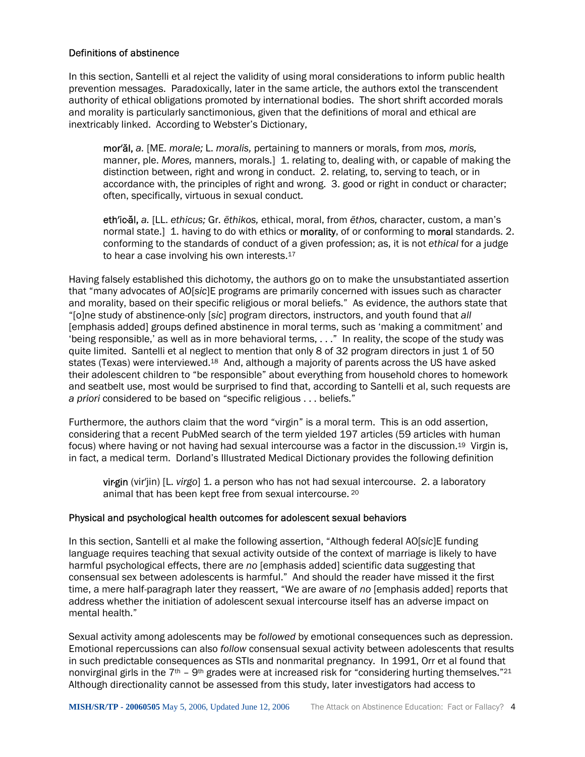### Definitions of abstinence

In this section, Santelli et al reject the validity of using moral considerations to inform public health prevention messages. Paradoxically, later in the same article, the authors extol the transcendent authority of ethical obligations promoted by international bodies. The short shrift accorded morals and morality is particularly sanctimonious, given that the definitions of moral and ethical are inextricably linked. According to Webster's Dictionary,

> **mor'ăl,** *a.* [ME. *morale;* L. *moralis,* pertaining to manners or morals, from *mos, moris,* manner, ple. *Mores,* manners, morals.] 1. relating to, dealing with, or capable of making the distinction between, right and wrong in conduct. 2. relating, to, serving to teach, or in accordance with, the principles of right and wrong. 3. good or right in conduct or character; often, specifically, virtuous in sexual conduct.
>
> **eth'ic·ăl,** *a.* [LL. *ethicus;* Gr. *ēthikos,* ethical, moral, from *ēthos,* character, custom, a man's normal state.] 1. having to do with ethics or **morality**, of or conforming to **moral** standards. 2. conforming to the standards of conduct of a given profession; as, it is not *ethical* for a judge to hear a case involving his own interests.[17]

Having falsely established this dichotomy, the authors go on to make the unsubstantiated assertion that "many advocates of AO[*sic*]E programs are primarily concerned with issues such as character and morality, based on their specific religious or moral beliefs." As evidence, the authors state that "[o]ne study of abstinence-only [*sic*] program directors, instructors, and youth found that *all* [emphasis added] groups defined abstinence in moral terms, such as 'making a commitment' and 'being responsible,' as well as in more behavioral terms, . . ." In reality, the scope of the study was quite limited. Santelli et al neglect to mention that only 8 of 32 program directors in just 1 of 50 states (Texas) were interviewed.[18] And, although a majority of parents across the US have asked their adolescent children to "be responsible" about everything from household chores to homework and seatbelt use, most would be surprised to find that, according to Santelli et al, such requests are *a priori* considered to be based on "specific religious . . . beliefs."

Furthermore, the authors claim that the word "virgin" is a moral term. This is an odd assertion, considering that a recent PubMed search of the term yielded 197 articles (59 articles with human focus) where having or not having had sexual intercourse was a factor in the discussion.[19] Virgin is, in fact, a medical term. Dorland's Illustrated Medical Dictionary provides the following definition

> **vir·gin** (vir'jin) [L. *virgo*] 1. a person who has not had sexual intercourse. 2. a laboratory animal that has been kept free from sexual intercourse.[20]

### Physical and psychological health outcomes for adolescent sexual behaviors

In this section, Santelli et al make the following assertion, "Although federal AO[*sic*]E funding language requires teaching that sexual activity outside of the context of marriage is likely to have harmful psychological effects, there are *no* [emphasis added] scientific data suggesting that consensual sex between adolescents is harmful." And should the reader have missed it the first time, a mere half-paragraph later they reassert, "We are aware of *no* [emphasis added] reports that address whether the initiation of adolescent sexual intercourse itself has an adverse impact on mental health."

Sexual activity among adolescents may be *followed* by emotional consequences such as depression. Emotional repercussions can also *follow* consensual sexual activity between adolescents that results in such predictable consequences as STIs and nonmarital pregnancy. In 1991, Orr et al found that nonvirginal girls in the 7th – 9th grades were at increased risk for "considering hurting themselves."[21] Although directionality cannot be assessed from this study, later investigators had access to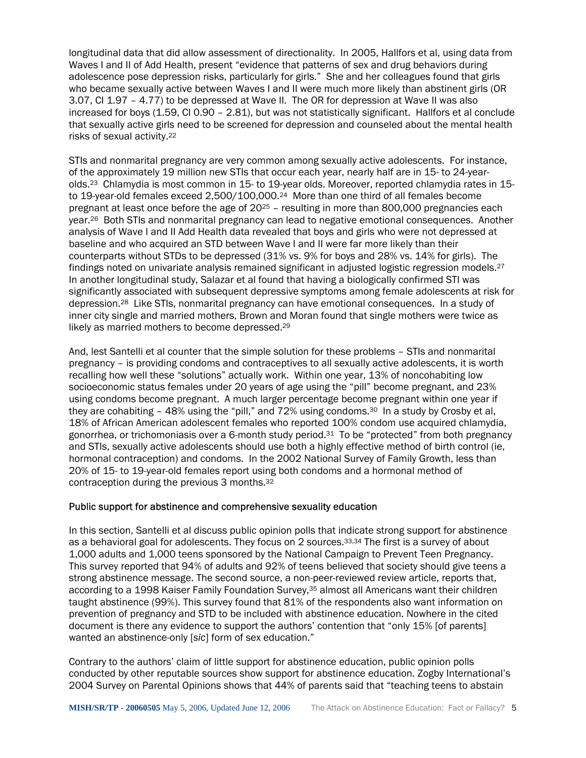longitudinal data that did allow assessment of directionality. In 2005, Hallfors et al, using data from Waves I and II of Add Health, present "evidence that patterns of sex and drug behaviors during adolescence pose depression risks, particularly for girls." She and her colleagues found that girls who became sexually active between Waves I and II were much more likely than abstinent girls (OR 3.07, CI 1.97 – 4.77) to be depressed at Wave II. The OR for depression at Wave II was also increased for boys (1.59, CI 0.90 – 2.81), but was not statistically significant. Hallfors et al conclude that sexually active girls need to be screened for depression and counseled about the mental health risks of sexual activity.[22]

STIs and nonmarital pregnancy are very common among sexually active adolescents. For instance, of the approximately 19 million new STIs that occur each year, nearly half are in 15- to 24-year-olds.[23] Chlamydia is most common in 15- to 19-year olds. Moreover, reported chlamydia rates in 15- to 19-year-old females exceed 2,500/100,000.[24] More than one third of all females become pregnant at least once before the age of 20[25] – resulting in more than 800,000 pregnancies each year.[26] Both STIs and nonmarital pregnancy can lead to negative emotional consequences. Another analysis of Wave I and II Add Health data revealed that boys and girls who were not depressed at baseline and who acquired an STD between Wave I and II were far more likely than their counterparts without STDs to be depressed (31% vs. 9% for boys and 28% vs. 14% for girls). The findings noted on univariate analysis remained significant in adjusted logistic regression models.[27] In another longitudinal study, Salazar et al found that having a biologically confirmed STI was significantly associated with subsequent depressive symptoms among female adolescents at risk for depression.[28] Like STIs, nonmarital pregnancy can have emotional consequences. In a study of inner city single and married mothers, Brown and Moran found that single mothers were twice as likely as married mothers to become depressed.[29]

And, lest Santelli et al counter that the simple solution for these problems – STIs and nonmarital pregnancy – is providing condoms and contraceptives to all sexually active adolescents, it is worth recalling how well these "solutions" actually work. Within one year, 13% of noncohabiting low socioeconomic status females under 20 years of age using the "pill" become pregnant, and 23% using condoms become pregnant. A much larger percentage become pregnant within one year if they are cohabiting – 48% using the "pill," and 72% using condoms.[30] In a study by Crosby et al, 18% of African American adolescent females who reported 100% condom use acquired chlamydia, gonorrhea, or trichomoniasis over a 6-month study period.[31] To be "protected" from both pregnancy and STIs, sexually active adolescents should use both a highly effective method of birth control (ie, hormonal contraception) and condoms. In the 2002 National Survey of Family Growth, less than 20% of 15- to 19-year-old females report using both condoms and a hormonal method of contraception during the previous 3 months.[32]

### Public support for abstinence and comprehensive sexuality education

In this section, Santelli et al discuss public opinion polls that indicate strong support for abstinence as a behavioral goal for adolescents. They focus on 2 sources.[33,34] The first is a survey of about 1,000 adults and 1,000 teens sponsored by the National Campaign to Prevent Teen Pregnancy. This survey reported that 94% of adults and 92% of teens believed that society should give teens a strong abstinence message. The second source, a non-peer-reviewed review article, reports that, according to a 1998 Kaiser Family Foundation Survey,[35] almost all Americans want their children taught abstinence (99%). This survey found that 81% of the respondents also want information on prevention of pregnancy and STD to be included with abstinence education. Nowhere in the cited document is there any evidence to support the authors' contention that "only 15% [of parents] wanted an abstinence-only [*sic*] form of sex education."

Contrary to the authors' claim of little support for abstinence education, public opinion polls conducted by other reputable sources show support for abstinence education. Zogby International's 2004 Survey on Parental Opinions shows that 44% of parents said that "teaching teens to abstain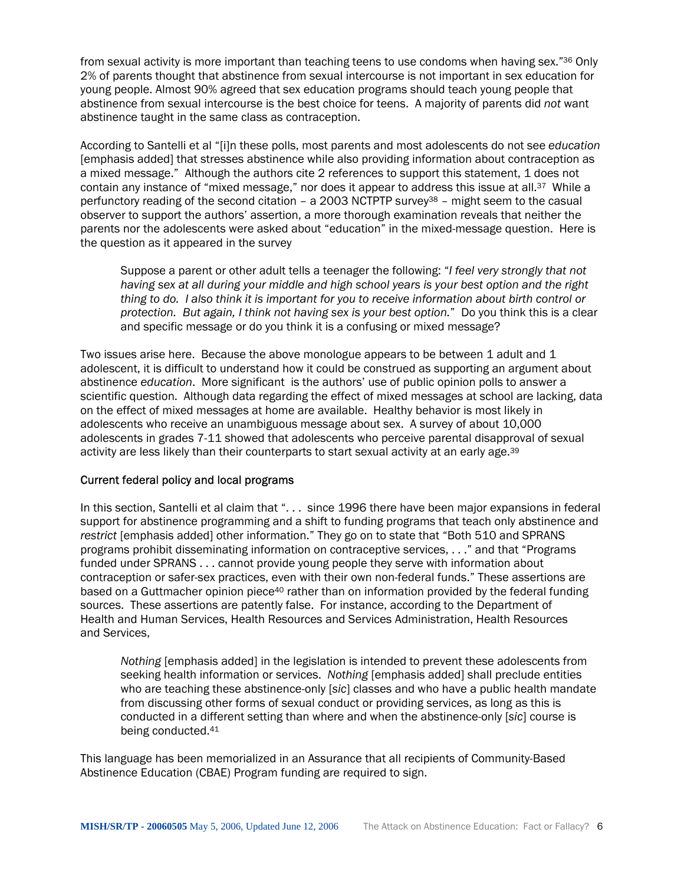from sexual activity is more important than teaching teens to use condoms when having sex."[36] Only 2% of parents thought that abstinence from sexual intercourse is not important in sex education for young people. Almost 90% agreed that sex education programs should teach young people that abstinence from sexual intercourse is the best choice for teens. A majority of parents did *not* want abstinence taught in the same class as contraception.

According to Santelli et al "[i]n these polls, most parents and most adolescents do not see *education* [emphasis added] that stresses abstinence while also providing information about contraception as a mixed message." Although the authors cite 2 references to support this statement, 1 does not contain any instance of "mixed message," nor does it appear to address this issue at all.[37] While a perfunctory reading of the second citation – a 2003 NCTPTP survey[38] – might seem to the casual observer to support the authors' assertion, a more thorough examination reveals that neither the parents nor the adolescents were asked about "education" in the mixed-message question. Here is the question as it appeared in the survey

> Suppose a parent or other adult tells a teenager the following: "*I feel very strongly that not having sex at all during your middle and high school years is your best option and the right thing to do. I also think it is important for you to receive information about birth control or protection. But again, I think not having sex is your best option.*" Do you think this is a clear and specific message or do you think it is a confusing or mixed message?

Two issues arise here. Because the above monologue appears to be between 1 adult and 1 adolescent, it is difficult to understand how it could be construed as supporting an argument about abstinence *education*. More significant is the authors' use of public opinion polls to answer a scientific question. Although data regarding the effect of mixed messages at school are lacking, data on the effect of mixed messages at home are available. Healthy behavior is most likely in adolescents who receive an unambiguous message about sex. A survey of about 10,000 adolescents in grades 7-11 showed that adolescents who perceive parental disapproval of sexual activity are less likely than their counterparts to start sexual activity at an early age.[39]

### Current federal policy and local programs

In this section, Santelli et al claim that ". . . since 1996 there have been major expansions in federal support for abstinence programming and a shift to funding programs that teach only abstinence and *restrict* [emphasis added] other information." They go on to state that "Both 510 and SPRANS programs prohibit disseminating information on contraceptive services, . . ." and that "Programs funded under SPRANS . . . cannot provide young people they serve with information about contraception or safer-sex practices, even with their own non-federal funds." These assertions are based on a Guttmacher opinion piece[40] rather than on information provided by the federal funding sources. These assertions are patently false. For instance, according to the Department of Health and Human Services, Health Resources and Services Administration, Health Resources and Services,

> *Nothing* [emphasis added] in the legislation is intended to prevent these adolescents from seeking health information or services. *Nothing* [emphasis added] shall preclude entities who are teaching these abstinence-only [*sic*] classes and who have a public health mandate from discussing other forms of sexual conduct or providing services, as long as this is conducted in a different setting than where and when the abstinence-only [*sic*] course is being conducted.[41]

This language has been memorialized in an Assurance that all recipients of Community-Based Abstinence Education (CBAE) Program funding are required to sign.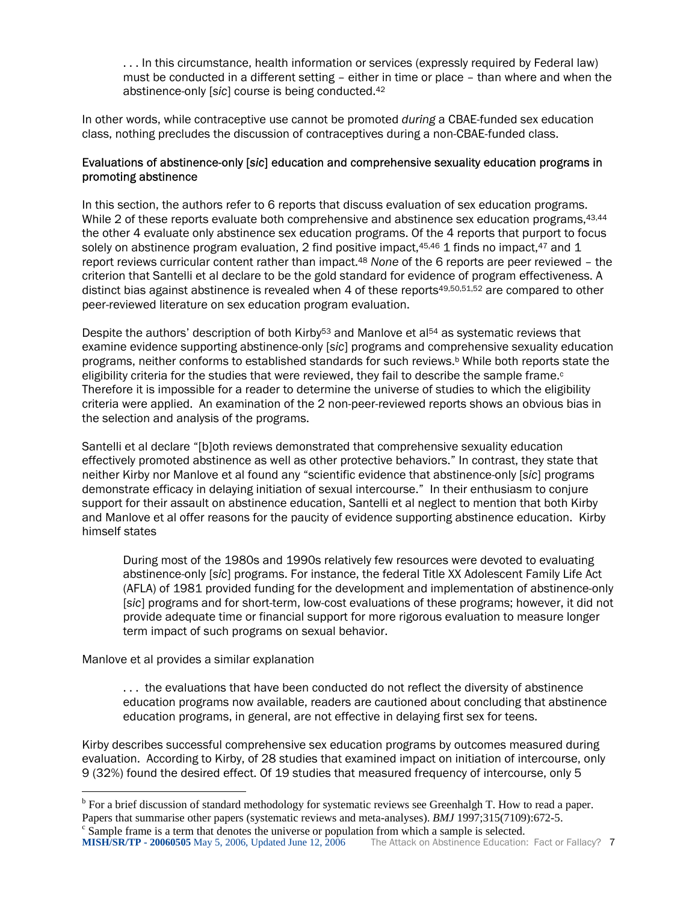> . . . In this circumstance, health information or services (expressly required by Federal law) must be conducted in a different setting – either in time or place – than where and when the abstinence-only [*sic*] course is being conducted.[42]

In other words, while contraceptive use cannot be promoted *during* a CBAE-funded sex education class, nothing precludes the discussion of contraceptives during a non-CBAE-funded class.

Evaluations of abstinence-only [*sic*] education and comprehensive sexuality education programs in promoting abstinence

In this section, the authors refer to 6 reports that discuss evaluation of sex education programs. While 2 of these reports evaluate both comprehensive and abstinence sex education programs,[43,44] the other 4 evaluate only abstinence sex education programs. Of the 4 reports that purport to focus solely on abstinence program evaluation, 2 find positive impact,[45,46] 1 finds no impact,[47] and 1 report reviews curricular content rather than impact.[48] *None* of the 6 reports are peer reviewed – the criterion that Santelli et al declare to be the gold standard for evidence of program effectiveness. A distinct bias against abstinence is revealed when 4 of these reports[49,50,51,52] are compared to other peer-reviewed literature on sex education program evaluation.

Despite the authors' description of both Kirby[53] and Manlove et al[54] as systematic reviews that examine evidence supporting abstinence-only [*sic*] programs and comprehensive sexuality education programs, neither conforms to established standards for such reviews.[b] While both reports state the eligibility criteria for the studies that were reviewed, they fail to describe the sample frame.[c] Therefore it is impossible for a reader to determine the universe of studies to which the eligibility criteria were applied. An examination of the 2 non-peer-reviewed reports shows an obvious bias in the selection and analysis of the programs.

Santelli et al declare "[b]oth reviews demonstrated that comprehensive sexuality education effectively promoted abstinence as well as other protective behaviors." In contrast, they state that neither Kirby nor Manlove et al found any "scientific evidence that abstinence-only [*sic*] programs demonstrate efficacy in delaying initiation of sexual intercourse." In their enthusiasm to conjure support for their assault on abstinence education, Santelli et al neglect to mention that both Kirby and Manlove et al offer reasons for the paucity of evidence supporting abstinence education. Kirby himself states

> During most of the 1980s and 1990s relatively few resources were devoted to evaluating abstinence-only [*sic*] programs. For instance, the federal Title XX Adolescent Family Life Act (AFLA) of 1981 provided funding for the development and implementation of abstinence-only [*sic*] programs and for short-term, low-cost evaluations of these programs; however, it did not provide adequate time or financial support for more rigorous evaluation to measure longer term impact of such programs on sexual behavior.

Manlove et al provides a similar explanation

> . . . the evaluations that have been conducted do not reflect the diversity of abstinence education programs now available, readers are cautioned about concluding that abstinence education programs, in general, are not effective in delaying first sex for teens.

Kirby describes successful comprehensive sex education programs by outcomes measured during evaluation. According to Kirby, of 28 studies that examined impact on initiation of intercourse, only 9 (32%) found the desired effect. Of 19 studies that measured frequency of intercourse, only 5

---

[b] For a brief discussion of standard methodology for systematic reviews see Greenhalgh T. How to read a paper. Papers that summarise other papers (systematic reviews and meta-analyses). *BMJ* 1997;315(7109):672-5.

[c] Sample frame is a term that denotes the universe or population from which a sample is selected.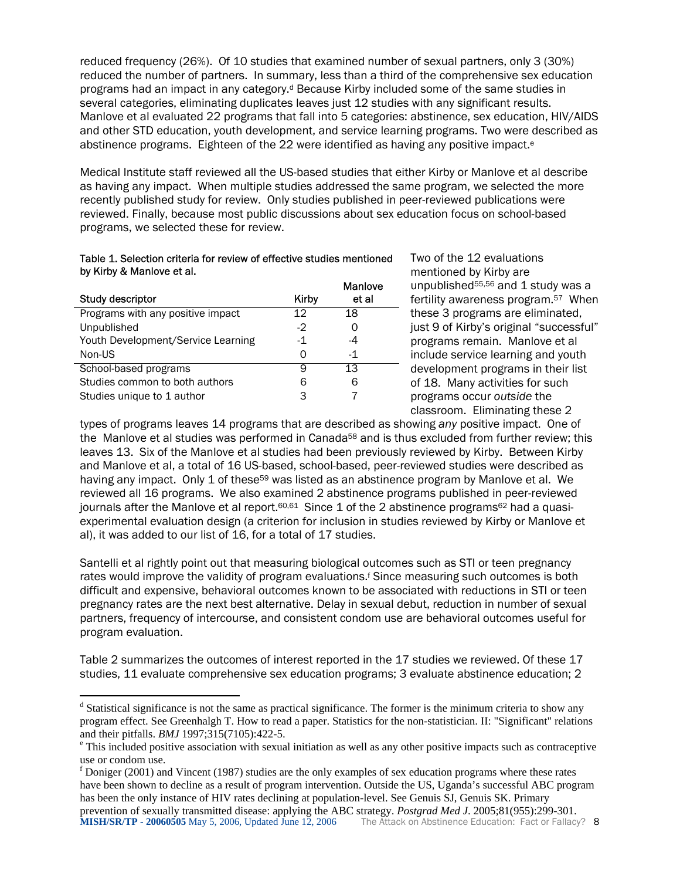reduced frequency (26%). Of 10 studies that examined number of sexual partners, only 3 (30%) reduced the number of partners. In summary, less than a third of the comprehensive sex education programs had an impact in any category.[d] Because Kirby included some of the same studies in several categories, eliminating duplicates leaves just 12 studies with any significant results. Manlove et al evaluated 22 programs that fall into 5 categories: abstinence, sex education, HIV/AIDS and other STD education, youth development, and service learning programs. Two were described as abstinence programs. Eighteen of the 22 were identified as having any positive impact.[e]

Medical Institute staff reviewed all the US-based studies that either Kirby or Manlove et al describe as having any impact. When multiple studies addressed the same program, we selected the more recently published study for review. Only studies published in peer-reviewed publications were reviewed. Finally, because most public discussions about sex education focus on school-based programs, we selected these for review.

**Table 1. Selection criteria for review of effective studies mentioned by Kirby & Manlove et al.**

| Study descriptor | Kirby | Manlove et al |
|---|---|---|
| Programs with any positive impact | 12 | 18 |
| Unpublished | -2 | 0 |
| Youth Development/Service Learning | -1 | -4 |
| Non-US | 0 | -1 |
| School-based programs | 9 | 13 |
| Studies common to both authors | 6 | 6 |
| Studies unique to 1 author | 3 | 7 |

Two of the 12 evaluations mentioned by Kirby are unpublished[55,56] and 1 study was a fertility awareness program.[57] When these 3 programs are eliminated, just 9 of Kirby's original "successful" programs remain. Manlove et al include service learning and youth development programs in their list of 18. Many activities for such programs occur *outside* the classroom. Eliminating these 2 types of programs leaves 14 programs that are described as showing *any* positive impact. One of the Manlove et al studies was performed in Canada[58] and is thus excluded from further review; this leaves 13. Six of the Manlove et al studies had been previously reviewed by Kirby. Between Kirby and Manlove et al, a total of 16 US-based, school-based, peer-reviewed studies were described as having any impact. Only 1 of these[59] was listed as an abstinence program by Manlove et al. We reviewed all 16 programs. We also examined 2 abstinence programs published in peer-reviewed journals after the Manlove et al report.[60,61] Since 1 of the 2 abstinence programs[62] had a quasi-experimental evaluation design (a criterion for inclusion in studies reviewed by Kirby or Manlove et al), it was added to our list of 16, for a total of 17 studies.

Santelli et al rightly point out that measuring biological outcomes such as STI or teen pregnancy rates would improve the validity of program evaluations.[f] Since measuring such outcomes is both difficult and expensive, behavioral outcomes known to be associated with reductions in STI or teen pregnancy rates are the next best alternative. Delay in sexual debut, reduction in number of sexual partners, frequency of intercourse, and consistent condom use are behavioral outcomes useful for program evaluation.

Table 2 summarizes the outcomes of interest reported in the 17 studies we reviewed. Of these 17 studies, 11 evaluate comprehensive sex education programs; 3 evaluate abstinence education; 2

---

[d] Statistical significance is not the same as practical significance. The former is the minimum criteria to show any program effect. See Greenhalgh T. How to read a paper. Statistics for the non-statistician. II: "Significant" relations and their pitfalls. *BMJ* 1997;315(7105):422-5.

[e] This included positive association with sexual initiation as well as any other positive impacts such as contraceptive use or condom use.

[f] Doniger (2001) and Vincent (1987) studies are the only examples of sex education programs where these rates have been shown to decline as a result of program intervention. Outside the US, Uganda's successful ABC program has been the only instance of HIV rates declining at population-level. See Genuis SJ, Genuis SK. Primary prevention of sexually transmitted disease: applying the ABC strategy. *Postgrad Med J.* 2005;81(955):299-301.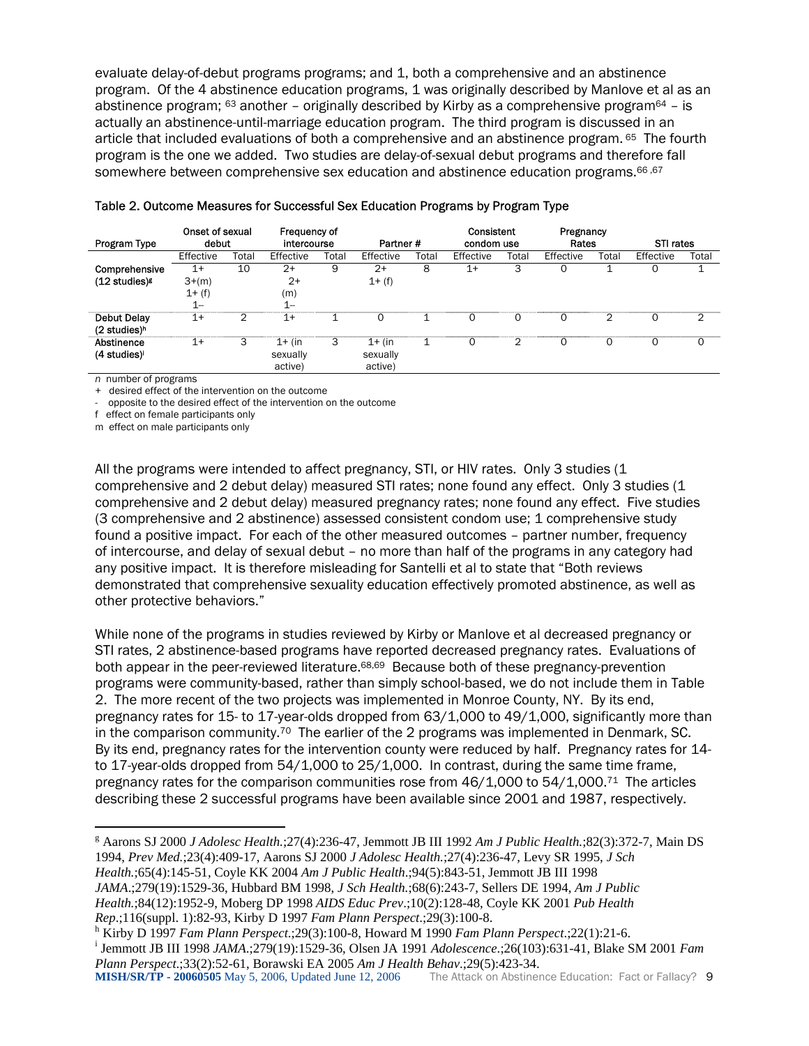evaluate delay-of-debut programs programs; and 1, both a comprehensive and an abstinence program. Of the 4 abstinence education programs, 1 was originally described by Manlove et al as an abstinence program; [63] another – originally described by Kirby as a comprehensive program[64] – is actually an abstinence-until-marriage education program. The third program is discussed in an article that included evaluations of both a comprehensive and an abstinence program. [65] The fourth program is the one we added. Two studies are delay-of-sexual debut programs and therefore fall somewhere between comprehensive sex education and abstinence education programs.[66,67]

Table 2. Outcome Measures for Successful Sex Education Programs by Program Type

| Program Type | Onset of sexual debut | | Frequency of intercourse | | Partner # | | Consistent condom use | | Pregnancy Rates | | STI rates | |
|---|---|---|---|---|---|---|---|---|---|---|---|---|
| | Effective | Total | Effective | Total | Effective | Total | Effective | Total | Effective | Total | Effective | Total |
| Comprehensive (12 studies)[g] | 1+ 3+(m) 1+ (f) 1– | 10 | 2+ 2+ (m) 1– | 9 | 2+ 1+ (f) | 8 | 1+ | 3 | 0 | 1 | 0 | 1 |
| Debut Delay (2 studies)[h] | 1+ | 2 | 1+ | 1 | 0 | 1 | 0 | 0 | 0 | 2 | 0 | 2 |
| Abstinence (4 studies)[i] | 1+ | 3 | 1+ (in sexually active) | 3 | 1+ (in sexually active) | 1 | 0 | 2 | 0 | 0 | 0 | 0 |

*n* number of programs
\+ desired effect of the intervention on the outcome
\- opposite to the desired effect of the intervention on the outcome
f effect on female participants only
m effect on male participants only

All the programs were intended to affect pregnancy, STI, or HIV rates. Only 3 studies (1 comprehensive and 2 debut delay) measured STI rates; none found any effect. Only 3 studies (1 comprehensive and 2 debut delay) measured pregnancy rates; none found any effect. Five studies (3 comprehensive and 2 abstinence) assessed consistent condom use; 1 comprehensive study found a positive impact. For each of the other measured outcomes – partner number, frequency of intercourse, and delay of sexual debut – no more than half of the programs in any category had any positive impact. It is therefore misleading for Santelli et al to state that "Both reviews demonstrated that comprehensive sexuality education effectively promoted abstinence, as well as other protective behaviors."

While none of the programs in studies reviewed by Kirby or Manlove et al decreased pregnancy or STI rates, 2 abstinence-based programs have reported decreased pregnancy rates. Evaluations of both appear in the peer-reviewed literature.[68,69] Because both of these pregnancy-prevention programs were community-based, rather than simply school-based, we do not include them in Table 2. The more recent of the two projects was implemented in Monroe County, NY. By its end, pregnancy rates for 15- to 17-year-olds dropped from 63/1,000 to 49/1,000, significantly more than in the comparison community.[70] The earlier of the 2 programs was implemented in Denmark, SC. By its end, pregnancy rates for the intervention county were reduced by half. Pregnancy rates for 14- to 17-year-olds dropped from 54/1,000 to 25/1,000. In contrast, during the same time frame, pregnancy rates for the comparison communities rose from 46/1,000 to 54/1,000.[71] The articles describing these 2 successful programs have been available since 2001 and 1987, respectively.

---

[g] Aarons SJ 2000 *J Adolesc Health*.;27(4):236-47, Jemmott JB III 1992 *Am J Public Health*.;82(3):372-7, Main DS 1994, *Prev Med*.;23(4):409-17, Aarons SJ 2000 *J Adolesc Health*.;27(4):236-47, Levy SR 1995, *J Sch Health*.;65(4):145-51, Coyle KK 2004 *Am J Public Health*.;94(5):843-51, Jemmott JB III 1998 *JAMA*.;279(19):1529-36, Hubbard BM 1998, *J Sch Health*.;68(6):243-7, Sellers DE 1994, *Am J Public Health*.;84(12):1952-9, Moberg DP 1998 *AIDS Educ Prev*.;10(2):128-48, Coyle KK 2001 *Pub Health Rep*.;116(suppl. 1):82-93, Kirby D 1997 *Fam Plann Perspect*.;29(3):100-8.

[h] Kirby D 1997 *Fam Plann Perspect*.;29(3):100-8, Howard M 1990 *Fam Plann Perspect*.;22(1):21-6.

[i] Jemmott JB III 1998 *JAMA*.;279(19):1529-36, Olsen JA 1991 *Adolescence*.;26(103):631-41, Blake SM 2001 *Fam Plann Perspect*.;33(2):52-61, Borawski EA 2005 *Am J Health Behav*.;29(5):423-34.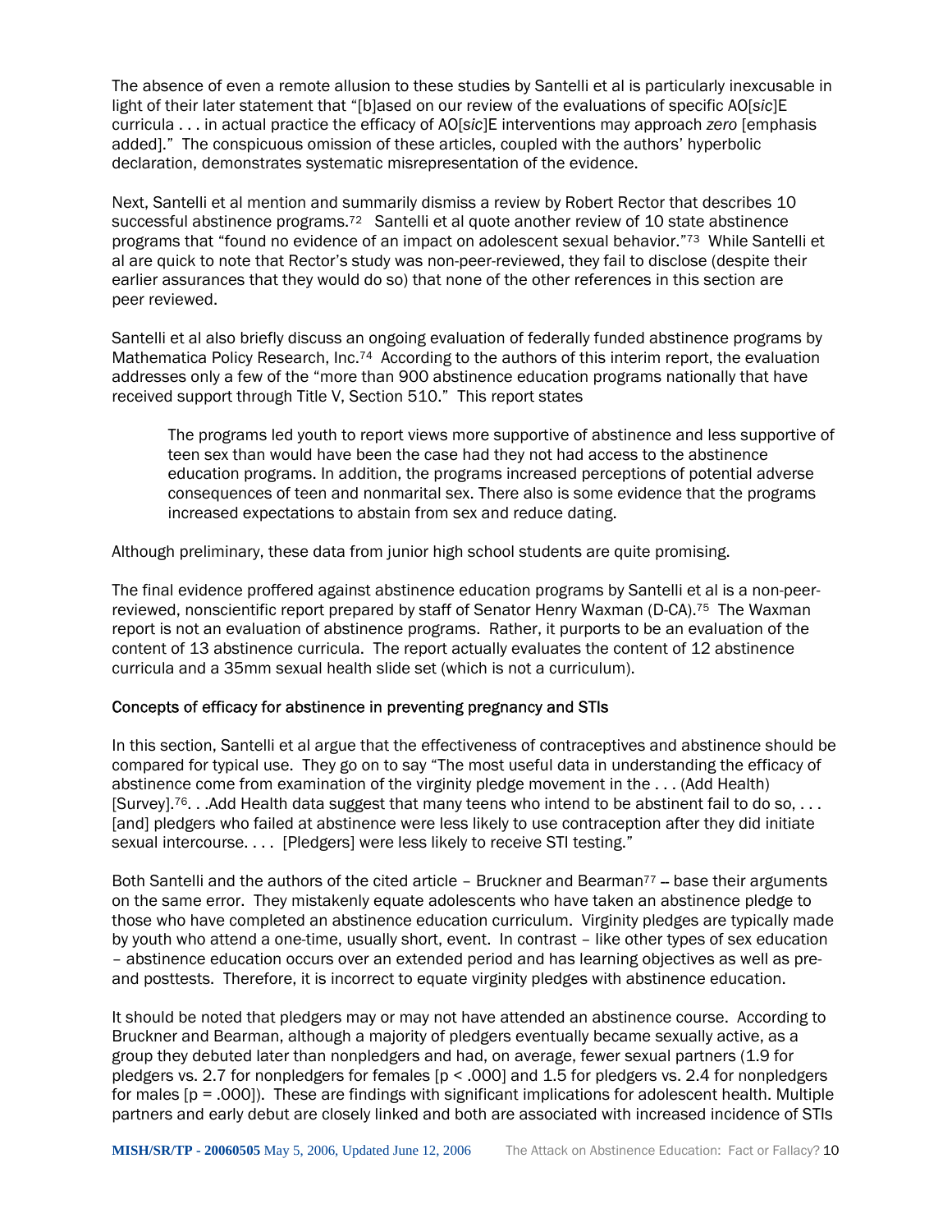The absence of even a remote allusion to these studies by Santelli et al is particularly inexcusable in light of their later statement that "[b]ased on our review of the evaluations of specific AO[*sic*]E curricula . . . in actual practice the efficacy of AO[*sic*]E interventions may approach *zero* [emphasis added]." The conspicuous omission of these articles, coupled with the authors' hyperbolic declaration, demonstrates systematic misrepresentation of the evidence.

Next, Santelli et al mention and summarily dismiss a review by Robert Rector that describes 10 successful abstinence programs.[72] Santelli et al quote another review of 10 state abstinence programs that "found no evidence of an impact on adolescent sexual behavior."[73] While Santelli et al are quick to note that Rector's study was non-peer-reviewed, they fail to disclose (despite their earlier assurances that they would do so) that none of the other references in this section are peer reviewed.

Santelli et al also briefly discuss an ongoing evaluation of federally funded abstinence programs by Mathematica Policy Research, Inc.[74] According to the authors of this interim report, the evaluation addresses only a few of the "more than 900 abstinence education programs nationally that have received support through Title V, Section 510." This report states

> The programs led youth to report views more supportive of abstinence and less supportive of teen sex than would have been the case had they not had access to the abstinence education programs. In addition, the programs increased perceptions of potential adverse consequences of teen and nonmarital sex. There also is some evidence that the programs increased expectations to abstain from sex and reduce dating.

Although preliminary, these data from junior high school students are quite promising.

The final evidence proffered against abstinence education programs by Santelli et al is a non-peer-reviewed, nonscientific report prepared by staff of Senator Henry Waxman (D-CA).[75] The Waxman report is not an evaluation of abstinence programs. Rather, it purports to be an evaluation of the content of 13 abstinence curricula. The report actually evaluates the content of 12 abstinence curricula and a 35mm sexual health slide set (which is not a curriculum).

### Concepts of efficacy for abstinence in preventing pregnancy and STIs

In this section, Santelli et al argue that the effectiveness of contraceptives and abstinence should be compared for typical use. They go on to say "The most useful data in understanding the efficacy of abstinence come from examination of the virginity pledge movement in the . . . (Add Health) [Survey].[76]. . .Add Health data suggest that many teens who intend to be abstinent fail to do so, . . . [and] pledgers who failed at abstinence were less likely to use contraception after they did initiate sexual intercourse. . . . [Pledgers] were less likely to receive STI testing."

Both Santelli and the authors of the cited article – Bruckner and Bearman[77] – base their arguments on the same error. They mistakenly equate adolescents who have taken an abstinence pledge to those who have completed an abstinence education curriculum. Virginity pledges are typically made by youth who attend a one-time, usually short, event. In contrast – like other types of sex education – abstinence education occurs over an extended period and has learning objectives as well as pre- and posttests. Therefore, it is incorrect to equate virginity pledges with abstinence education.

It should be noted that pledgers may or may not have attended an abstinence course. According to Bruckner and Bearman, although a majority of pledgers eventually became sexually active, as a group they debuted later than nonpledgers and had, on average, fewer sexual partners (1.9 for pledgers vs. 2.7 for nonpledgers for females [$p < .000$] and 1.5 for pledgers vs. 2.4 for nonpledgers for males [$p = .000$]). These are findings with significant implications for adolescent health. Multiple partners and early debut are closely linked and both are associated with increased incidence of STIs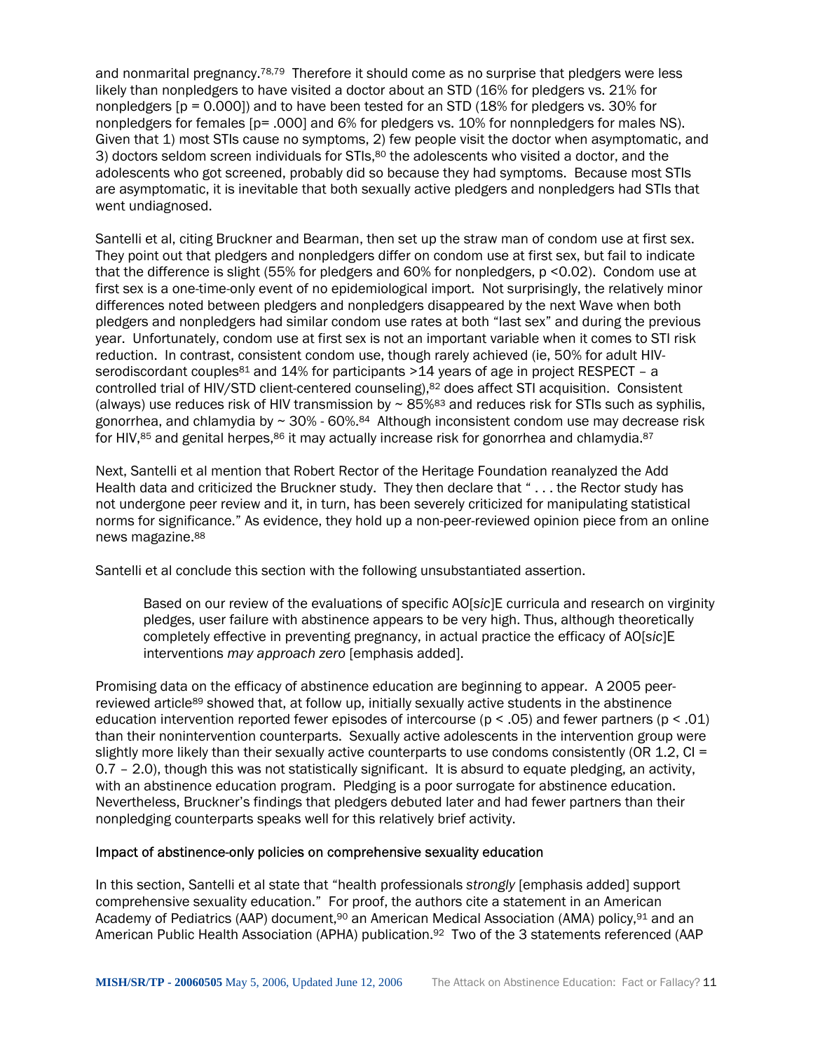and nonmarital pregnancy.[78,79] Therefore it should come as no surprise that pledgers were less likely than nonpledgers to have visited a doctor about an STD (16% for pledgers vs. 21% for nonpledgers [p = 0.000]) and to have been tested for an STD (18% for pledgers vs. 30% for nonpledgers for females [p= .000] and 6% for pledgers vs. 10% for nonnpledgers for males NS). Given that 1) most STIs cause no symptoms, 2) few people visit the doctor when asymptomatic, and 3) doctors seldom screen individuals for STIs,[80] the adolescents who visited a doctor, and the adolescents who got screened, probably did so because they had symptoms. Because most STIs are asymptomatic, it is inevitable that both sexually active pledgers and nonpledgers had STIs that went undiagnosed.

Santelli et al, citing Bruckner and Bearman, then set up the straw man of condom use at first sex. They point out that pledgers and nonpledgers differ on condom use at first sex, but fail to indicate that the difference is slight (55% for pledgers and 60% for nonpledgers, p <0.02). Condom use at first sex is a one-time-only event of no epidemiological import. Not surprisingly, the relatively minor differences noted between pledgers and nonpledgers disappeared by the next Wave when both pledgers and nonpledgers had similar condom use rates at both "last sex" and during the previous year. Unfortunately, condom use at first sex is not an important variable when it comes to STI risk reduction. In contrast, consistent condom use, though rarely achieved (ie, 50% for adult HIV-serodiscordant couples[81] and 14% for participants >14 years of age in project RESPECT – a controlled trial of HIV/STD client-centered counseling),[82] does affect STI acquisition. Consistent (always) use reduces risk of HIV transmission by ~ 85%[83] and reduces risk for STIs such as syphilis, gonorrhea, and chlamydia by ~ 30% - 60%.[84] Although inconsistent condom use may decrease risk for HIV,[85] and genital herpes,[86] it may actually increase risk for gonorrhea and chlamydia.[87]

Next, Santelli et al mention that Robert Rector of the Heritage Foundation reanalyzed the Add Health data and criticized the Bruckner study. They then declare that " . . . the Rector study has not undergone peer review and it, in turn, has been severely criticized for manipulating statistical norms for significance." As evidence, they hold up a non-peer-reviewed opinion piece from an online news magazine.[88]

Santelli et al conclude this section with the following unsubstantiated assertion.

> Based on our review of the evaluations of specific AO[*sic*]E curricula and research on virginity pledges, user failure with abstinence appears to be very high. Thus, although theoretically completely effective in preventing pregnancy, in actual practice the efficacy of AO[*sic*]E interventions *may approach zero* [emphasis added].

Promising data on the efficacy of abstinence education are beginning to appear. A 2005 peer-reviewed article[89] showed that, at follow up, initially sexually active students in the abstinence education intervention reported fewer episodes of intercourse (p < .05) and fewer partners (p < .01) than their nonintervention counterparts. Sexually active adolescents in the intervention group were slightly more likely than their sexually active counterparts to use condoms consistently (OR 1.2, CI = 0.7 – 2.0), though this was not statistically significant. It is absurd to equate pledging, an activity, with an abstinence education program. Pledging is a poor surrogate for abstinence education. Nevertheless, Bruckner's findings that pledgers debuted later and had fewer partners than their nonpledging counterparts speaks well for this relatively brief activity.

## Impact of abstinence-only policies on comprehensive sexuality education

In this section, Santelli et al state that "health professionals *strongly* [emphasis added] support comprehensive sexuality education." For proof, the authors cite a statement in an American Academy of Pediatrics (AAP) document,[90] an American Medical Association (AMA) policy,[91] and an American Public Health Association (APHA) publication.[92] Two of the 3 statements referenced (AAP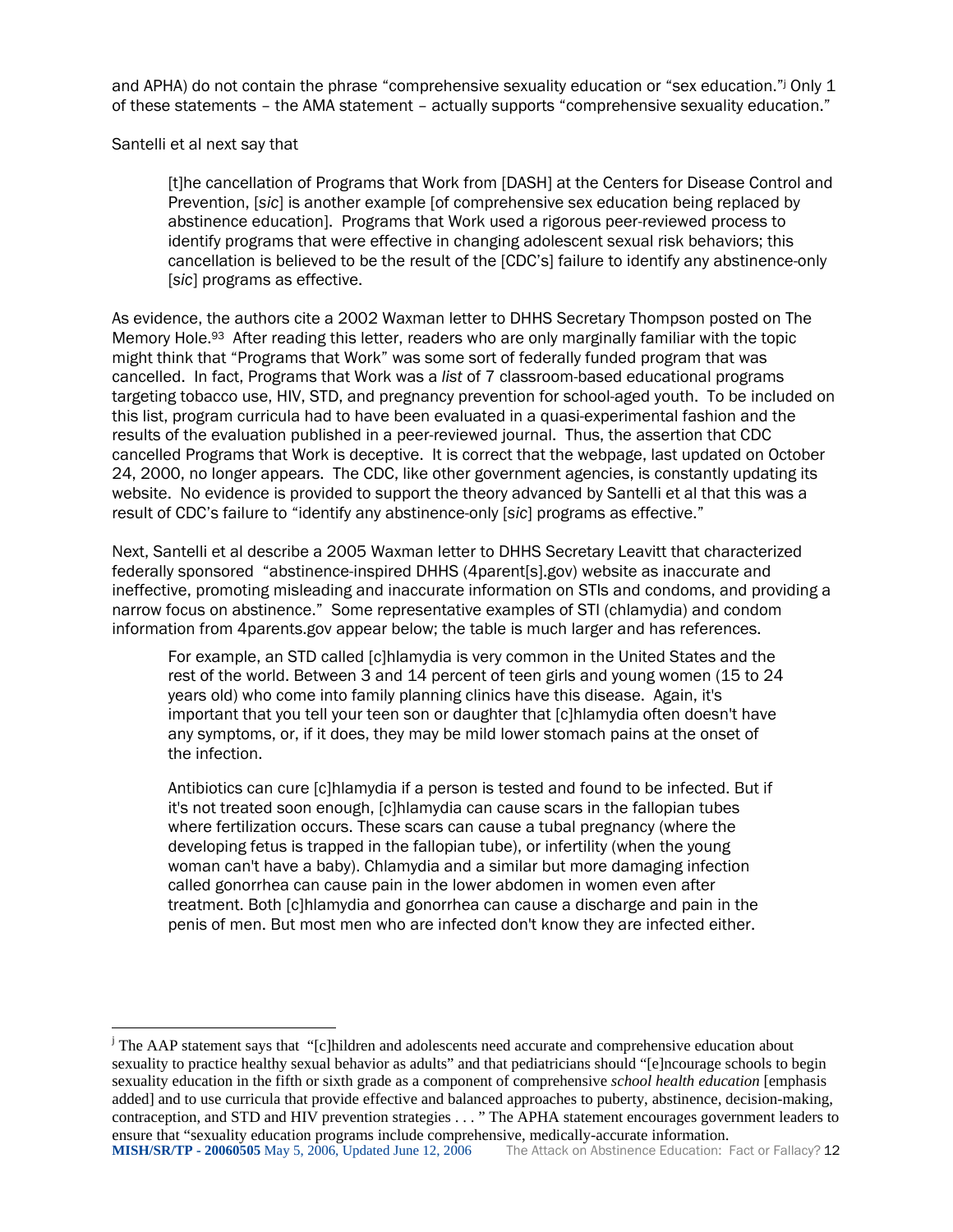and APHA) do not contain the phrase "comprehensive sexuality education or "sex education."[j] Only 1 of these statements – the AMA statement – actually supports "comprehensive sexuality education."

Santelli et al next say that

> [t]he cancellation of Programs that Work from [DASH] at the Centers for Disease Control and Prevention, [*sic*] is another example [of comprehensive sex education being replaced by abstinence education]. Programs that Work used a rigorous peer-reviewed process to identify programs that were effective in changing adolescent sexual risk behaviors; this cancellation is believed to be the result of the [CDC's] failure to identify any abstinence-only [*sic*] programs as effective.

As evidence, the authors cite a 2002 Waxman letter to DHHS Secretary Thompson posted on The Memory Hole.[93] After reading this letter, readers who are only marginally familiar with the topic might think that "Programs that Work" was some sort of federally funded program that was cancelled. In fact, Programs that Work was a *list* of 7 classroom-based educational programs targeting tobacco use, HIV, STD, and pregnancy prevention for school-aged youth. To be included on this list, program curricula had to have been evaluated in a quasi-experimental fashion and the results of the evaluation published in a peer-reviewed journal. Thus, the assertion that CDC cancelled Programs that Work is deceptive. It is correct that the webpage, last updated on October 24, 2000, no longer appears. The CDC, like other government agencies, is constantly updating its website. No evidence is provided to support the theory advanced by Santelli et al that this was a result of CDC's failure to "identify any abstinence-only [*sic*] programs as effective."

Next, Santelli et al describe a 2005 Waxman letter to DHHS Secretary Leavitt that characterized federally sponsored "abstinence-inspired DHHS (4parent[s].gov) website as inaccurate and ineffective, promoting misleading and inaccurate information on STIs and condoms, and providing a narrow focus on abstinence." Some representative examples of STI (chlamydia) and condom information from 4parents.gov appear below; the table is much larger and has references.

> For example, an STD called [c]hlamydia is very common in the United States and the rest of the world. Between 3 and 14 percent of teen girls and young women (15 to 24 years old) who come into family planning clinics have this disease. Again, it's important that you tell your teen son or daughter that [c]hlamydia often doesn't have any symptoms, or, if it does, they may be mild lower stomach pains at the onset of the infection.
>
> Antibiotics can cure [c]hlamydia if a person is tested and found to be infected. But if it's not treated soon enough, [c]hlamydia can cause scars in the fallopian tubes where fertilization occurs. These scars can cause a tubal pregnancy (where the developing fetus is trapped in the fallopian tube), or infertility (when the young woman can't have a baby). Chlamydia and a similar but more damaging infection called gonorrhea can cause pain in the lower abdomen in women even after treatment. Both [c]hlamydia and gonorrhea can cause a discharge and pain in the penis of men. But most men who are infected don't know they are infected either.

---

[j] The AAP statement says that "[c]hildren and adolescents need accurate and comprehensive education about sexuality to practice healthy sexual behavior as adults" and that pediatricians should "[e]ncourage schools to begin sexuality education in the fifth or sixth grade as a component of comprehensive *school health education* [emphasis added] and to use curricula that provide effective and balanced approaches to puberty, abstinence, decision-making, contraception, and STD and HIV prevention strategies . . . " The APHA statement encourages government leaders to ensure that "sexuality education programs include comprehensive, medically-accurate information.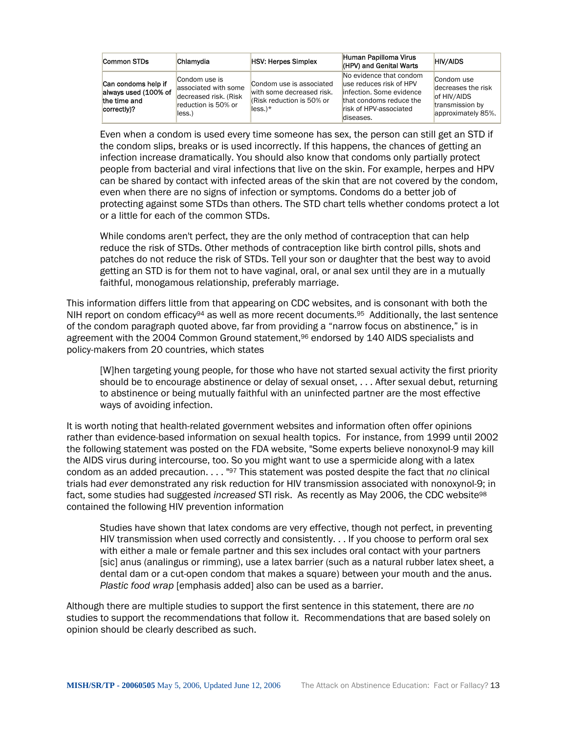| Common STDs | Chlamydia | HSV: Herpes Simplex | Human Papilloma Virus (HPV) and Genital Warts | HIV/AIDS |
|---|---|---|---|---|
| **Can condoms help if always used (100% of the time and correctly)?** | Condom use is associated with some decreased risk. (Risk reduction is 50% or less.) | Condom use is associated with some decreased risk. (Risk reduction is 50% or less.)* | No evidence that condom use reduces risk of HPV infection. Some evidence that condoms reduce the risk of HPV-associated diseases. | Condom use decreases the risk of HIV/AIDS transmission by approximately 85%. |

> Even when a condom is used every time someone has sex, the person can still get an STD if the condom slips, breaks or is used incorrectly. If this happens, the chances of getting an infection increase dramatically. You should also know that condoms only partially protect people from bacterial and viral infections that live on the skin. For example, herpes and HPV can be shared by contact with infected areas of the skin that are not covered by the condom, even when there are no signs of infection or symptoms. Condoms do a better job of protecting against some STDs than others. The STD chart tells whether condoms protect a lot or a little for each of the common STDs.
>
> While condoms aren't perfect, they are the only method of contraception that can help reduce the risk of STDs. Other methods of contraception like birth control pills, shots and patches do not reduce the risk of STDs. Tell your son or daughter that the best way to avoid getting an STD is for them not to have vaginal, oral, or anal sex until they are in a mutually faithful, monogamous relationship, preferably marriage.

This information differs little from that appearing on CDC websites, and is consonant with both the NIH report on condom efficacy[94] as well as more recent documents.[95] Additionally, the last sentence of the condom paragraph quoted above, far from providing a "narrow focus on abstinence," is in agreement with the 2004 Common Ground statement,[96] endorsed by 140 AIDS specialists and policy-makers from 20 countries, which states

> [W]hen targeting young people, for those who have not started sexual activity the first priority should be to encourage abstinence or delay of sexual onset, . . . After sexual debut, returning to abstinence or being mutually faithful with an uninfected partner are the most effective ways of avoiding infection.

It is worth noting that health-related government websites and information often offer opinions rather than evidence-based information on sexual health topics. For instance, from 1999 until 2002 the following statement was posted on the FDA website, "Some experts believe nonoxynol-9 may kill the AIDS virus during intercourse, too. So you might want to use a spermicide along with a latex condom as an added precaution. . . . "[97] This statement was posted despite the fact that *no* clinical trials had *ever* demonstrated any risk reduction for HIV transmission associated with nonoxynol-9; in fact, some studies had suggested *increased* STI risk. As recently as May 2006, the CDC website[98] contained the following HIV prevention information

> Studies have shown that latex condoms are very effective, though not perfect, in preventing HIV transmission when used correctly and consistently. . . If you choose to perform oral sex with either a male or female partner and this sex includes oral contact with your partners [sic] anus (analingus or rimming), use a latex barrier (such as a natural rubber latex sheet, a dental dam or a cut-open condom that makes a square) between your mouth and the anus. *Plastic food wrap* [emphasis added] also can be used as a barrier.

Although there are multiple studies to support the first sentence in this statement, there are *no* studies to support the recommendations that follow it. Recommendations that are based solely on opinion should be clearly described as such.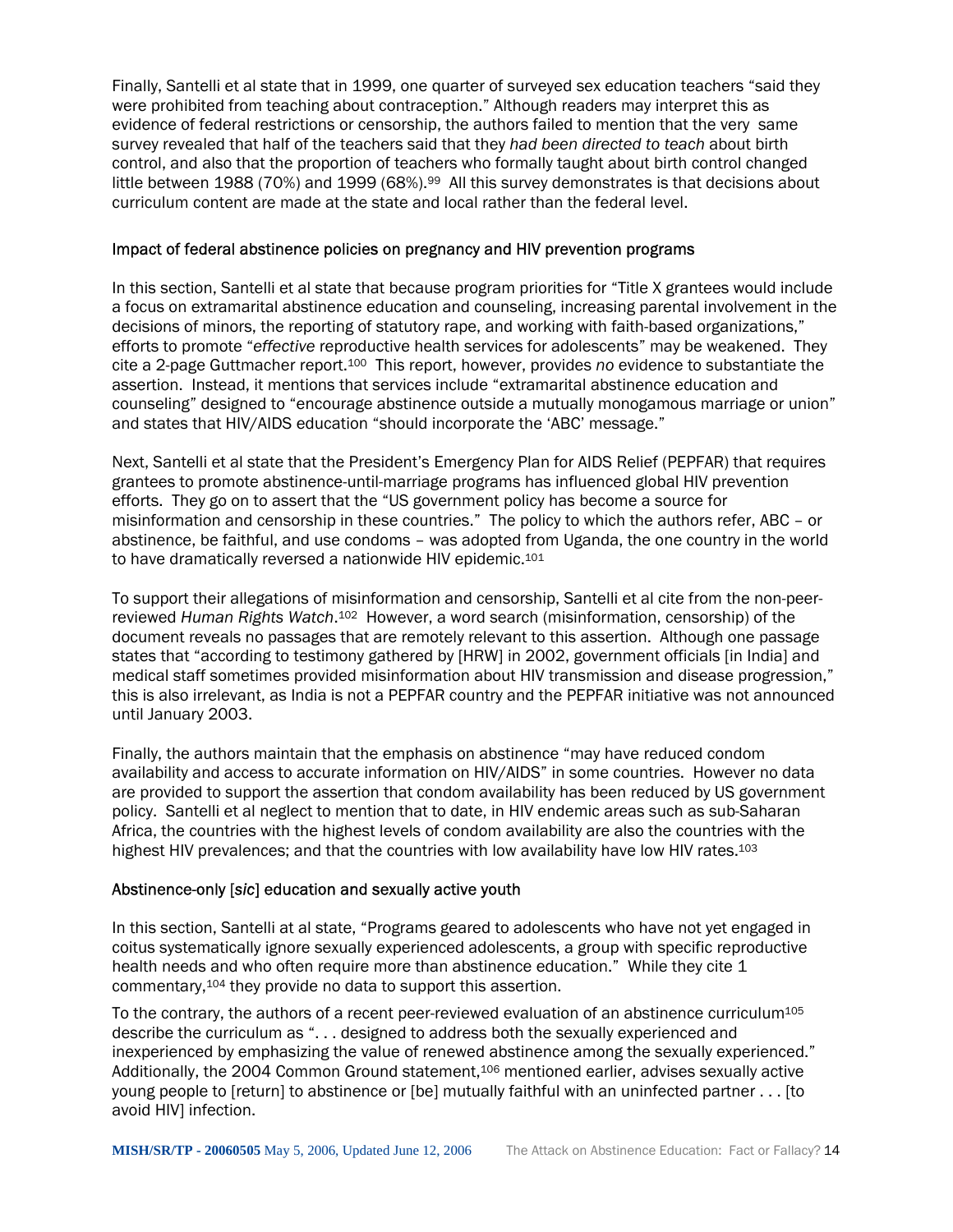Finally, Santelli et al state that in 1999, one quarter of surveyed sex education teachers "said they were prohibited from teaching about contraception." Although readers may interpret this as evidence of federal restrictions or censorship, the authors failed to mention that the very same survey revealed that half of the teachers said that they *had been directed to teach* about birth control, and also that the proportion of teachers who formally taught about birth control changed little between 1988 (70%) and 1999 (68%).[99] All this survey demonstrates is that decisions about curriculum content are made at the state and local rather than the federal level.

Impact of federal abstinence policies on pregnancy and HIV prevention programs

In this section, Santelli et al state that because program priorities for "Title X grantees would include a focus on extramarital abstinence education and counseling, increasing parental involvement in the decisions of minors, the reporting of statutory rape, and working with faith-based organizations," efforts to promote "*effective* reproductive health services for adolescents" may be weakened. They cite a 2-page Guttmacher report.[100] This report, however, provides *no* evidence to substantiate the assertion. Instead, it mentions that services include "extramarital abstinence education and counseling" designed to "encourage abstinence outside a mutually monogamous marriage or union" and states that HIV/AIDS education "should incorporate the 'ABC' message."

Next, Santelli et al state that the President's Emergency Plan for AIDS Relief (PEPFAR) that requires grantees to promote abstinence-until-marriage programs has influenced global HIV prevention efforts. They go on to assert that the "US government policy has become a source for misinformation and censorship in these countries." The policy to which the authors refer, ABC – or abstinence, be faithful, and use condoms – was adopted from Uganda, the one country in the world to have dramatically reversed a nationwide HIV epidemic.[101]

To support their allegations of misinformation and censorship, Santelli et al cite from the non-peer-reviewed *Human Rights Watch*.[102] However, a word search (misinformation, censorship) of the document reveals no passages that are remotely relevant to this assertion. Although one passage states that "according to testimony gathered by [HRW] in 2002, government officials [in India] and medical staff sometimes provided misinformation about HIV transmission and disease progression," this is also irrelevant, as India is not a PEPFAR country and the PEPFAR initiative was not announced until January 2003.

Finally, the authors maintain that the emphasis on abstinence "may have reduced condom availability and access to accurate information on HIV/AIDS" in some countries. However no data are provided to support the assertion that condom availability has been reduced by US government policy. Santelli et al neglect to mention that to date, in HIV endemic areas such as sub-Saharan Africa, the countries with the highest levels of condom availability are also the countries with the highest HIV prevalences; and that the countries with low availability have low HIV rates.[103]

Abstinence-only [*sic*] education and sexually active youth

In this section, Santelli at al state, "Programs geared to adolescents who have not yet engaged in coitus systematically ignore sexually experienced adolescents, a group with specific reproductive health needs and who often require more than abstinence education." While they cite 1 commentary,[104] they provide no data to support this assertion.

To the contrary, the authors of a recent peer-reviewed evaluation of an abstinence curriculum[105] describe the curriculum as ". . . designed to address both the sexually experienced and inexperienced by emphasizing the value of renewed abstinence among the sexually experienced." Additionally, the 2004 Common Ground statement,[106] mentioned earlier, advises sexually active young people to [return] to abstinence or [be] mutually faithful with an uninfected partner . . . [to avoid HIV] infection.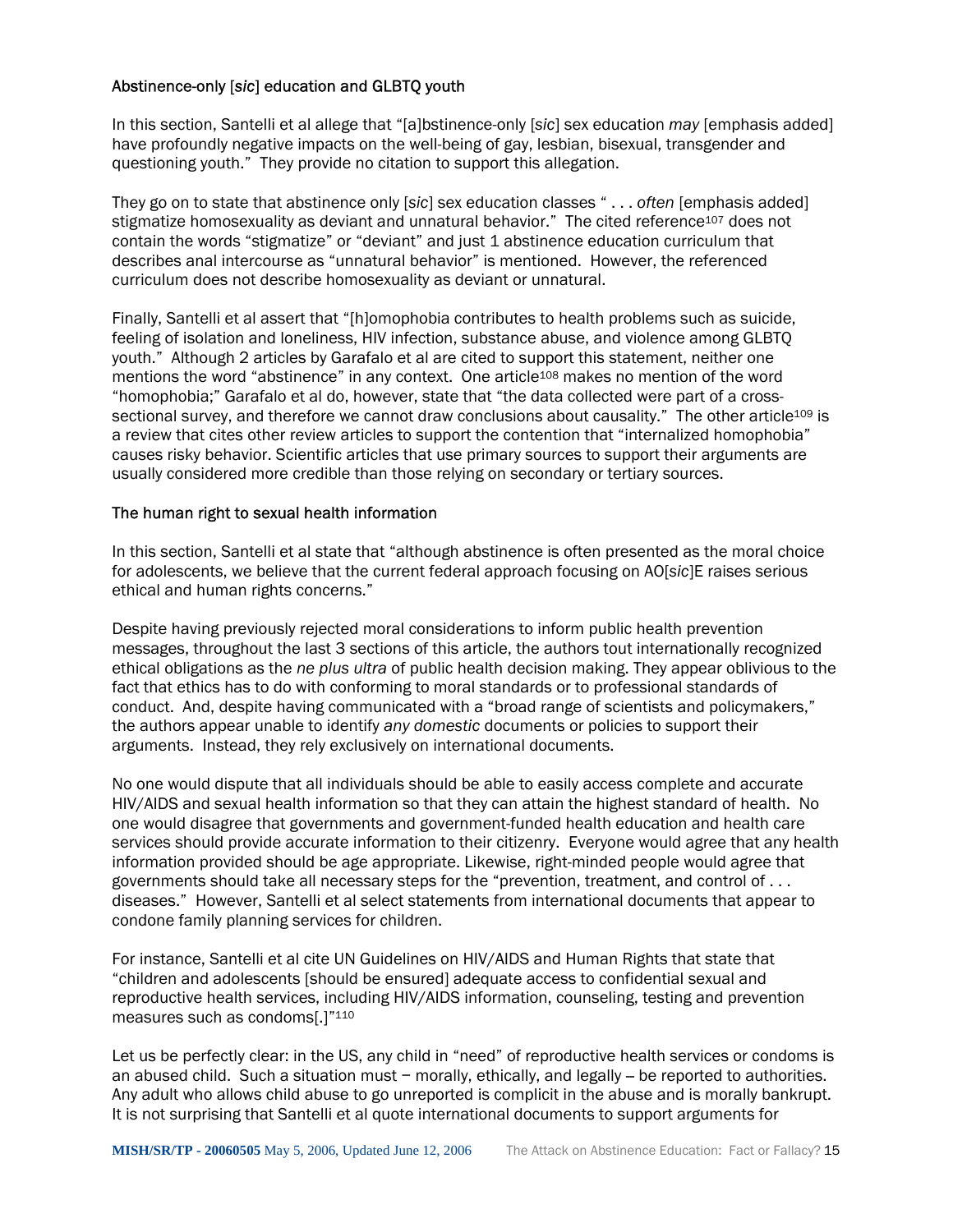### Abstinence-only [*sic*] education and GLBTQ youth

In this section, Santelli et al allege that "[a]bstinence-only [*sic*] sex education *may* [emphasis added] have profoundly negative impacts on the well-being of gay, lesbian, bisexual, transgender and questioning youth." They provide no citation to support this allegation.

They go on to state that abstinence only [*sic*] sex education classes " . . . *often* [emphasis added] stigmatize homosexuality as deviant and unnatural behavior." The cited reference[107] does not contain the words "stigmatize" or "deviant" and just 1 abstinence education curriculum that describes anal intercourse as "unnatural behavior" is mentioned. However, the referenced curriculum does not describe homosexuality as deviant or unnatural.

Finally, Santelli et al assert that "[h]omophobia contributes to health problems such as suicide, feeling of isolation and loneliness, HIV infection, substance abuse, and violence among GLBTQ youth." Although 2 articles by Garafalo et al are cited to support this statement, neither one mentions the word "abstinence" in any context. One article[108] makes no mention of the word "homophobia;" Garafalo et al do, however, state that "the data collected were part of a cross-sectional survey, and therefore we cannot draw conclusions about causality." The other article[109] is a review that cites other review articles to support the contention that "internalized homophobia" causes risky behavior. Scientific articles that use primary sources to support their arguments are usually considered more credible than those relying on secondary or tertiary sources.

### The human right to sexual health information

In this section, Santelli et al state that "although abstinence is often presented as the moral choice for adolescents, we believe that the current federal approach focusing on AO[*sic*]E raises serious ethical and human rights concerns."

Despite having previously rejected moral considerations to inform public health prevention messages, throughout the last 3 sections of this article, the authors tout internationally recognized ethical obligations as the *ne plus ultra* of public health decision making. They appear oblivious to the fact that ethics has to do with conforming to moral standards or to professional standards of conduct. And, despite having communicated with a "broad range of scientists and policymakers," the authors appear unable to identify *any domestic* documents or policies to support their arguments. Instead, they rely exclusively on international documents.

No one would dispute that all individuals should be able to easily access complete and accurate HIV/AIDS and sexual health information so that they can attain the highest standard of health. No one would disagree that governments and government-funded health education and health care services should provide accurate information to their citizenry. Everyone would agree that any health information provided should be age appropriate. Likewise, right-minded people would agree that governments should take all necessary steps for the "prevention, treatment, and control of . . . diseases." However, Santelli et al select statements from international documents that appear to condone family planning services for children.

For instance, Santelli et al cite UN Guidelines on HIV/AIDS and Human Rights that state that "children and adolescents [should be ensured] adequate access to confidential sexual and reproductive health services, including HIV/AIDS information, counseling, testing and prevention measures such as condoms[.]"[110]

Let us be perfectly clear: in the US, any child in "need" of reproductive health services or condoms is an abused child. Such a situation must – morally, ethically, and legally – be reported to authorities. Any adult who allows child abuse to go unreported is complicit in the abuse and is morally bankrupt. It is not surprising that Santelli et al quote international documents to support arguments for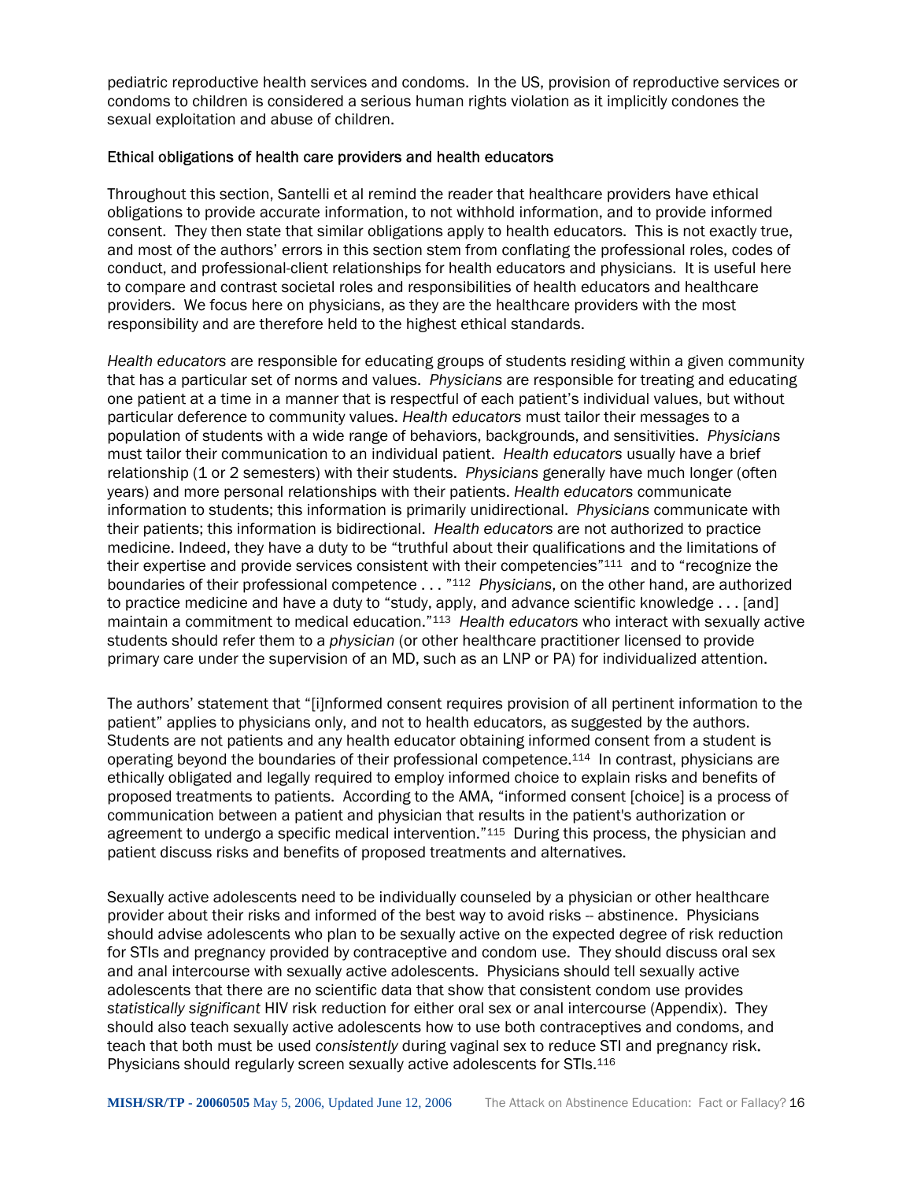pediatric reproductive health services and condoms. In the US, provision of reproductive services or condoms to children is considered a serious human rights violation as it implicitly condones the sexual exploitation and abuse of children.

### Ethical obligations of health care providers and health educators

Throughout this section, Santelli et al remind the reader that healthcare providers have ethical obligations to provide accurate information, to not withhold information, and to provide informed consent. They then state that similar obligations apply to health educators. This is not exactly true, and most of the authors' errors in this section stem from conflating the professional roles, codes of conduct, and professional-client relationships for health educators and physicians. It is useful here to compare and contrast societal roles and responsibilities of health educators and healthcare providers. We focus here on physicians, as they are the healthcare providers with the most responsibility and are therefore held to the highest ethical standards.

*Health educators* are responsible for educating groups of students residing within a given community that has a particular set of norms and values. *Physicians* are responsible for treating and educating one patient at a time in a manner that is respectful of each patient's individual values, but without particular deference to community values. *Health educators* must tailor their messages to a population of students with a wide range of behaviors, backgrounds, and sensitivities. *Physicians* must tailor their communication to an individual patient. *Health educators* usually have a brief relationship (1 or 2 semesters) with their students. *Physicians* generally have much longer (often years) and more personal relationships with their patients. *Health educators* communicate information to students; this information is primarily unidirectional. *Physicians* communicate with their patients; this information is bidirectional. *Health educators* are not authorized to practice medicine. Indeed, they have a duty to be "truthful about their qualifications and the limitations of their expertise and provide services consistent with their competencies"[111] and to "recognize the boundaries of their professional competence . . . "[112] *Physicians*, on the other hand, are authorized to practice medicine and have a duty to "study, apply, and advance scientific knowledge . . . [and] maintain a commitment to medical education."[113] *Health educators* who interact with sexually active students should refer them to a *physician* (or other healthcare practitioner licensed to provide primary care under the supervision of an MD, such as an LNP or PA) for individualized attention.

The authors' statement that "[i]nformed consent requires provision of all pertinent information to the patient" applies to physicians only, and not to health educators, as suggested by the authors. Students are not patients and any health educator obtaining informed consent from a student is operating beyond the boundaries of their professional competence.[114] In contrast, physicians are ethically obligated and legally required to employ informed choice to explain risks and benefits of proposed treatments to patients. According to the AMA, "informed consent [choice] is a process of communication between a patient and physician that results in the patient's authorization or agreement to undergo a specific medical intervention."[115] During this process, the physician and patient discuss risks and benefits of proposed treatments and alternatives.

Sexually active adolescents need to be individually counseled by a physician or other healthcare provider about their risks and informed of the best way to avoid risks -- abstinence. Physicians should advise adolescents who plan to be sexually active on the expected degree of risk reduction for STIs and pregnancy provided by contraceptive and condom use. They should discuss oral sex and anal intercourse with sexually active adolescents. Physicians should tell sexually active adolescents that there are no scientific data that show that consistent condom use provides *statistically significant* HIV risk reduction for either oral sex or anal intercourse (Appendix). They should also teach sexually active adolescents how to use both contraceptives and condoms, and teach that both must be used *consistently* during vaginal sex to reduce STI and pregnancy risk. Physicians should regularly screen sexually active adolescents for STIs.[116]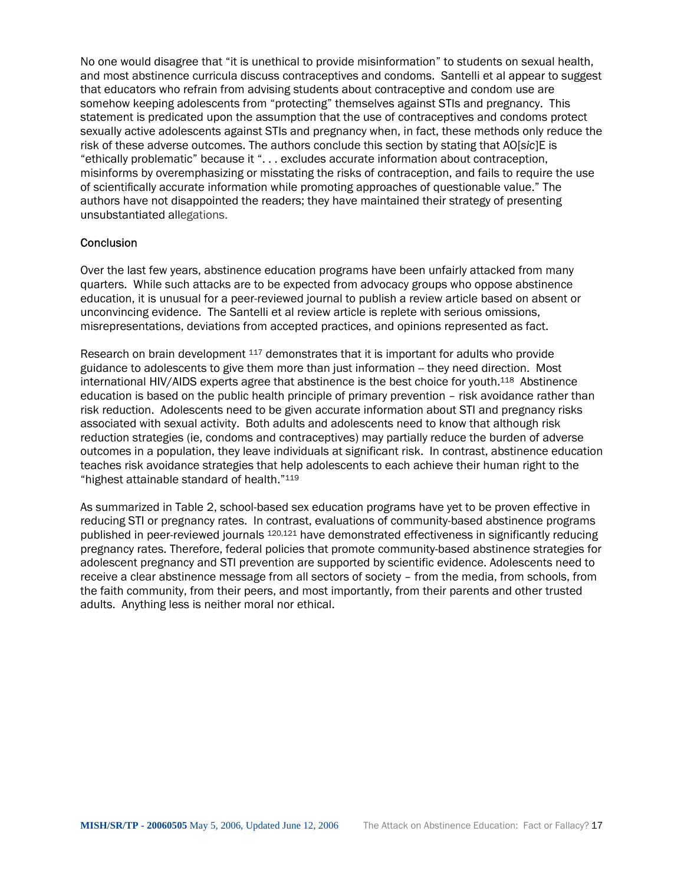No one would disagree that "it is unethical to provide misinformation" to students on sexual health, and most abstinence curricula discuss contraceptives and condoms. Santelli et al appear to suggest that educators who refrain from advising students about contraceptive and condom use are somehow keeping adolescents from "protecting" themselves against STIs and pregnancy. This statement is predicated upon the assumption that the use of contraceptives and condoms protect sexually active adolescents against STIs and pregnancy when, in fact, these methods only reduce the risk of these adverse outcomes. The authors conclude this section by stating that AO[*sic*]E is "ethically problematic" because it ". . . excludes accurate information about contraception, misinforms by overemphasizing or misstating the risks of contraception, and fails to require the use of scientifically accurate information while promoting approaches of questionable value." The authors have not disappointed the readers; they have maintained their strategy of presenting unsubstantiated allegations.

## Conclusion

Over the last few years, abstinence education programs have been unfairly attacked from many quarters. While such attacks are to be expected from advocacy groups who oppose abstinence education, it is unusual for a peer-reviewed journal to publish a review article based on absent or unconvincing evidence. The Santelli et al review article is replete with serious omissions, misrepresentations, deviations from accepted practices, and opinions represented as fact.

Research on brain development [117] demonstrates that it is important for adults who provide guidance to adolescents to give them more than just information -- they need direction. Most international HIV/AIDS experts agree that abstinence is the best choice for youth.[118] Abstinence education is based on the public health principle of primary prevention – risk avoidance rather than risk reduction. Adolescents need to be given accurate information about STI and pregnancy risks associated with sexual activity. Both adults and adolescents need to know that although risk reduction strategies (ie, condoms and contraceptives) may partially reduce the burden of adverse outcomes in a population, they leave individuals at significant risk. In contrast, abstinence education teaches risk avoidance strategies that help adolescents to each achieve their human right to the "highest attainable standard of health."[119]

As summarized in Table 2, school-based sex education programs have yet to be proven effective in reducing STI or pregnancy rates. In contrast, evaluations of community-based abstinence programs published in peer-reviewed journals [120,121] have demonstrated effectiveness in significantly reducing pregnancy rates. Therefore, federal policies that promote community-based abstinence strategies for adolescent pregnancy and STI prevention are supported by scientific evidence. Adolescents need to receive a clear abstinence message from all sectors of society – from the media, from schools, from the faith community, from their peers, and most importantly, from their parents and other trusted adults. Anything less is neither moral nor ethical.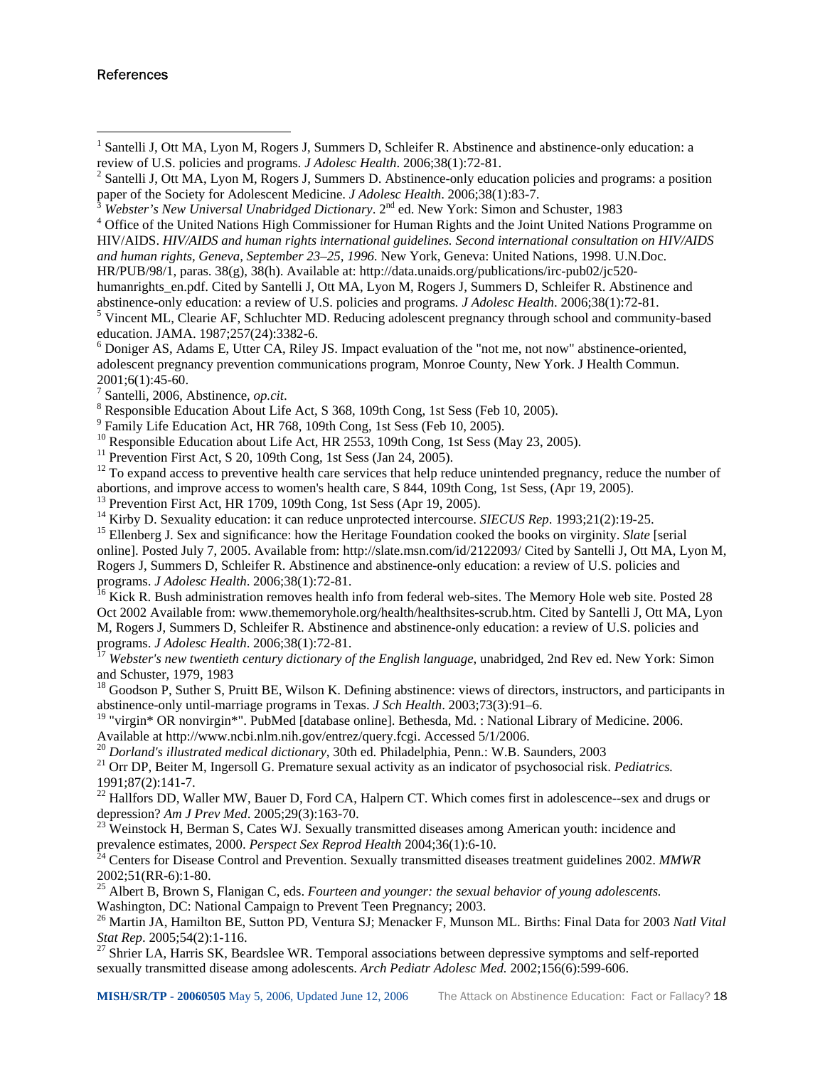## References

[1] Santelli J, Ott MA, Lyon M, Rogers J, Summers D, Schleifer R. Abstinence and abstinence-only education: a review of U.S. policies and programs. *J Adolesc Health*. 2006;38(1):72-81.

[2] Santelli J, Ott MA, Lyon M, Rogers J, Summers D. Abstinence-only education policies and programs: a position paper of the Society for Adolescent Medicine. *J Adolesc Health*. 2006;38(1):83-7.

[3] *Webster's New Universal Unabridged Dictionary*. 2nd ed. New York: Simon and Schuster, 1983

[4] Office of the United Nations High Commissioner for Human Rights and the Joint United Nations Programme on HIV/AIDS. *HIV/AIDS and human rights international guidelines. Second international consultation on HIV/AIDS and human rights, Geneva, September 23–25, 1996.* New York, Geneva: United Nations, 1998. U.N.Doc. HR/PUB/98/1, paras. 38(g), 38(h). Available at: http://data.unaids.org/publications/irc-pub02/jc520-humanrights_en.pdf. Cited by Santelli J, Ott MA, Lyon M, Rogers J, Summers D, Schleifer R. Abstinence and abstinence-only education: a review of U.S. policies and programs. *J Adolesc Health*. 2006;38(1):72-81.

[5] Vincent ML, Clearie AF, Schluchter MD. Reducing adolescent pregnancy through school and community-based education. JAMA. 1987;257(24):3382-6.

[6] Doniger AS, Adams E, Utter CA, Riley JS. Impact evaluation of the "not me, not now" abstinence-oriented, adolescent pregnancy prevention communications program, Monroe County, New York. J Health Commun. 2001;6(1):45-60.

[7] Santelli, 2006, Abstinence, *op.cit*.

[8] Responsible Education About Life Act, S 368, 109th Cong, 1st Sess (Feb 10, 2005).

[9] Family Life Education Act, HR 768, 109th Cong, 1st Sess (Feb 10, 2005).

[10] Responsible Education about Life Act, HR 2553, 109th Cong, 1st Sess (May 23, 2005).

[11] Prevention First Act, S 20, 109th Cong, 1st Sess (Jan 24, 2005).

[12] To expand access to preventive health care services that help reduce unintended pregnancy, reduce the number of abortions, and improve access to women's health care, S 844, 109th Cong, 1st Sess, (Apr 19, 2005).

[13] Prevention First Act, HR 1709, 109th Cong, 1st Sess (Apr 19, 2005).

[14] Kirby D. Sexuality education: it can reduce unprotected intercourse. *SIECUS Rep*. 1993;21(2):19-25.

[15] Ellenberg J. Sex and significance: how the Heritage Foundation cooked the books on virginity. *Slate* [serial online]. Posted July 7, 2005. Available from: http://slate.msn.com/id/2122093/ Cited by Santelli J, Ott MA, Lyon M, Rogers J, Summers D, Schleifer R. Abstinence and abstinence-only education: a review of U.S. policies and programs. *J Adolesc Health*. 2006;38(1):72-81.

[16] Kick R. Bush administration removes health info from federal web-sites. The Memory Hole web site. Posted 28 Oct 2002 Available from: www.thememoryhole.org/health/healthsites-scrub.htm. Cited by Santelli J, Ott MA, Lyon M, Rogers J, Summers D, Schleifer R. Abstinence and abstinence-only education: a review of U.S. policies and programs. *J Adolesc Health*. 2006;38(1):72-81.

[17] *Webster's new twentieth century dictionary of the English language*, unabridged, 2nd Rev ed. New York: Simon and Schuster, 1979, 1983

[18] Goodson P, Suther S, Pruitt BE, Wilson K. Defining abstinence: views of directors, instructors, and participants in abstinence-only until-marriage programs in Texas. *J Sch Health*. 2003;73(3):91–6.

[19] "virgin* OR nonvirgin*". PubMed [database online]. Bethesda, Md. : National Library of Medicine. 2006. Available at http://www.ncbi.nlm.nih.gov/entrez/query.fcgi. Accessed 5/1/2006.

[20] *Dorland's illustrated medical dictionary*, 30th ed. Philadelphia, Penn.: W.B. Saunders, 2003

[21] Orr DP, Beiter M, Ingersoll G. Premature sexual activity as an indicator of psychosocial risk. *Pediatrics.* 1991;87(2):141-7.

[22] Hallfors DD, Waller MW, Bauer D, Ford CA, Halpern CT. Which comes first in adolescence--sex and drugs or depression? *Am J Prev Med*. 2005;29(3):163-70.

[23] Weinstock H, Berman S, Cates WJ. Sexually transmitted diseases among American youth: incidence and prevalence estimates, 2000. *Perspect Sex Reprod Health* 2004;36(1):6-10.

[24] Centers for Disease Control and Prevention. Sexually transmitted diseases treatment guidelines 2002. *MMWR* 2002;51(RR-6):1-80.

[25] Albert B, Brown S, Flanigan C, eds. *Fourteen and younger: the sexual behavior of young adolescents.* Washington, DC: National Campaign to Prevent Teen Pregnancy; 2003.

[26] Martin JA, Hamilton BE, Sutton PD, Ventura SJ; Menacker F, Munson ML. Births: Final Data for 2003 *Natl Vital Stat Rep*. 2005;54(2):1-116.

[27] Shrier LA, Harris SK, Beardslee WR. Temporal associations between depressive symptoms and self-reported sexually transmitted disease among adolescents. *Arch Pediatr Adolesc Med.* 2002;156(6):599-606.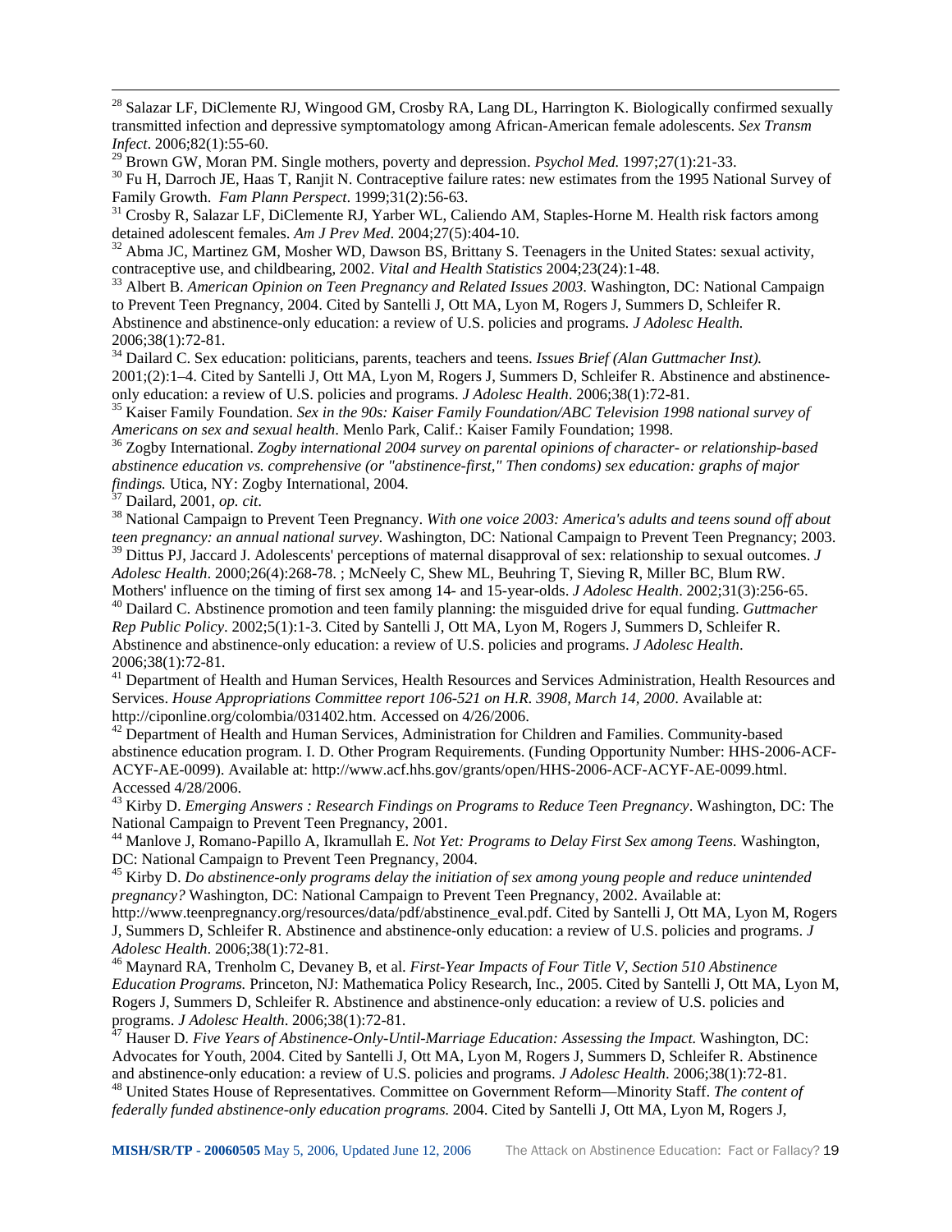[28] Salazar LF, DiClemente RJ, Wingood GM, Crosby RA, Lang DL, Harrington K. Biologically confirmed sexually transmitted infection and depressive symptomatology among African-American female adolescents. *Sex Transm Infect*. 2006;82(1):55-60.

[29] Brown GW, Moran PM. Single mothers, poverty and depression. *Psychol Med.* 1997;27(1):21-33.

[30] Fu H, Darroch JE, Haas T, Ranjit N. Contraceptive failure rates: new estimates from the 1995 National Survey of Family Growth. *Fam Plann Perspect*. 1999;31(2):56-63.

[31] Crosby R, Salazar LF, DiClemente RJ, Yarber WL, Caliendo AM, Staples-Horne M. Health risk factors among detained adolescent females. *Am J Prev Med*. 2004;27(5):404-10.

[32] Abma JC, Martinez GM, Mosher WD, Dawson BS, Brittany S. Teenagers in the United States: sexual activity, contraceptive use, and childbearing, 2002. *Vital and Health Statistics* 2004;23(24):1-48.

[33] Albert B. *American Opinion on Teen Pregnancy and Related Issues 2003*. Washington, DC: National Campaign to Prevent Teen Pregnancy, 2004. Cited by Santelli J, Ott MA, Lyon M, Rogers J, Summers D, Schleifer R. Abstinence and abstinence-only education: a review of U.S. policies and programs. *J Adolesc Health.* 2006;38(1):72-81.

[34] Dailard C. Sex education: politicians, parents, teachers and teens. *Issues Brief (Alan Guttmacher Inst).* 2001;(2):1–4. Cited by Santelli J, Ott MA, Lyon M, Rogers J, Summers D, Schleifer R. Abstinence and abstinence-only education: a review of U.S. policies and programs. *J Adolesc Health*. 2006;38(1):72-81.

[35] Kaiser Family Foundation. *Sex in the 90s: Kaiser Family Foundation/ABC Television 1998 national survey of Americans on sex and sexual health*. Menlo Park, Calif.: Kaiser Family Foundation; 1998.

[36] Zogby International. *Zogby international 2004 survey on parental opinions of character- or relationship-based abstinence education vs. comprehensive (or "abstinence-first," Then condoms) sex education: graphs of major findings.* Utica, NY: Zogby International, 2004.

[37] Dailard, 2001, *op. cit*.

[38] National Campaign to Prevent Teen Pregnancy. *With one voice 2003: America's adults and teens sound off about teen pregnancy: an annual national survey*. Washington, DC: National Campaign to Prevent Teen Pregnancy; 2003.

[39] Dittus PJ, Jaccard J. Adolescents' perceptions of maternal disapproval of sex: relationship to sexual outcomes. *J Adolesc Health*. 2000;26(4):268-78. ; McNeely C, Shew ML, Beuhring T, Sieving R, Miller BC, Blum RW. Mothers' influence on the timing of first sex among 14- and 15-year-olds. *J Adolesc Health*. 2002;31(3):256-65.

[40] Dailard C. Abstinence promotion and teen family planning: the misguided drive for equal funding. *Guttmacher Rep Public Policy*. 2002;5(1):1-3. Cited by Santelli J, Ott MA, Lyon M, Rogers J, Summers D, Schleifer R. Abstinence and abstinence-only education: a review of U.S. policies and programs. *J Adolesc Health*. 2006;38(1):72-81.

[41] Department of Health and Human Services, Health Resources and Services Administration, Health Resources and Services. *House Appropriations Committee report 106-521 on H.R. 3908, March 14, 2000*. Available at: http://ciponline.org/colombia/031402.htm. Accessed on 4/26/2006.

[42] Department of Health and Human Services, Administration for Children and Families. Community-based abstinence education program. I. D. Other Program Requirements. (Funding Opportunity Number: HHS-2006-ACF-ACYF-AE-0099). Available at: http://www.acf.hhs.gov/grants/open/HHS-2006-ACF-ACYF-AE-0099.html. Accessed 4/28/2006.

[43] Kirby D. *Emerging Answers : Research Findings on Programs to Reduce Teen Pregnancy*. Washington, DC: The National Campaign to Prevent Teen Pregnancy, 2001.

[44] Manlove J, Romano-Papillo A, Ikramullah E. *Not Yet: Programs to Delay First Sex among Teens.* Washington, DC: National Campaign to Prevent Teen Pregnancy, 2004.

[45] Kirby D. *Do abstinence-only programs delay the initiation of sex among young people and reduce unintended pregnancy?* Washington, DC: National Campaign to Prevent Teen Pregnancy, 2002. Available at: http://www.teenpregnancy.org/resources/data/pdf/abstinence_eval.pdf. Cited by Santelli J, Ott MA, Lyon M, Rogers J, Summers D, Schleifer R. Abstinence and abstinence-only education: a review of U.S. policies and programs. *J Adolesc Health*. 2006;38(1):72-81.

[46] Maynard RA, Trenholm C, Devaney B, et al. *First-Year Impacts of Four Title V, Section 510 Abstinence Education Programs.* Princeton, NJ: Mathematica Policy Research, Inc., 2005. Cited by Santelli J, Ott MA, Lyon M, Rogers J, Summers D, Schleifer R. Abstinence and abstinence-only education: a review of U.S. policies and programs. *J Adolesc Health*. 2006;38(1):72-81.

[47] Hauser D. *Five Years of Abstinence-Only-Until-Marriage Education: Assessing the Impact.* Washington, DC: Advocates for Youth, 2004. Cited by Santelli J, Ott MA, Lyon M, Rogers J, Summers D, Schleifer R. Abstinence and abstinence-only education: a review of U.S. policies and programs. *J Adolesc Health*. 2006;38(1):72-81.

[48] United States House of Representatives. Committee on Government Reform—Minority Staff. *The content of federally funded abstinence-only education programs.* 2004. Cited by Santelli J, Ott MA, Lyon M, Rogers J,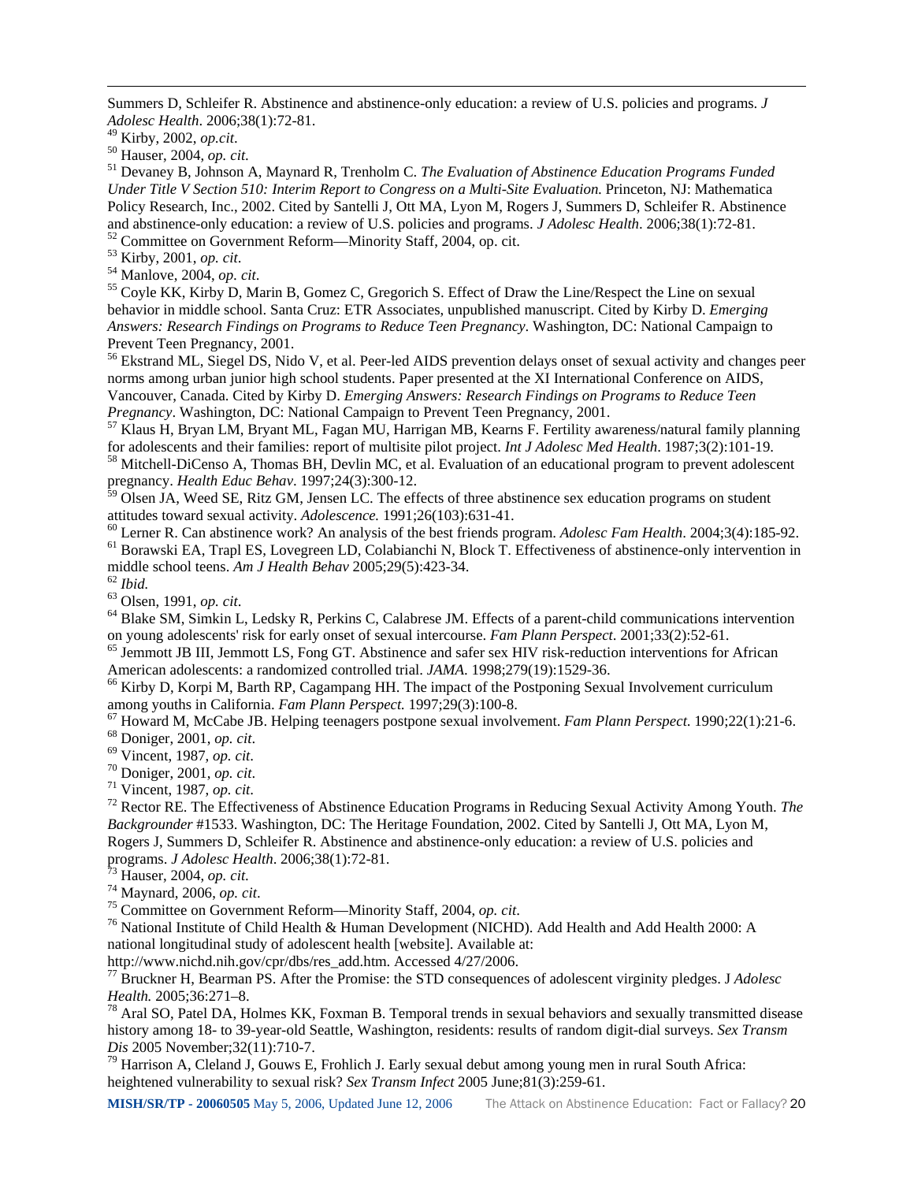Summers D, Schleifer R. Abstinence and abstinence-only education: a review of U.S. policies and programs. *J Adolesc Health*. 2006;38(1):72-81.

[49] Kirby, 2002, *op.cit*.

[50] Hauser, 2004, *op. cit.*

[51] Devaney B, Johnson A, Maynard R, Trenholm C. *The Evaluation of Abstinence Education Programs Funded Under Title V Section 510: Interim Report to Congress on a Multi-Site Evaluation.* Princeton, NJ: Mathematica Policy Research, Inc., 2002. Cited by Santelli J, Ott MA, Lyon M, Rogers J, Summers D, Schleifer R. Abstinence and abstinence-only education: a review of U.S. policies and programs. *J Adolesc Health*. 2006;38(1):72-81.

[52] Committee on Government Reform—Minority Staff, 2004, op. cit.

[53] Kirby, 2001, *op. cit*.

[54] Manlove, 2004, *op. cit*.

[55] Coyle KK, Kirby D, Marin B, Gomez C, Gregorich S. Effect of Draw the Line/Respect the Line on sexual behavior in middle school. Santa Cruz: ETR Associates, unpublished manuscript. Cited by Kirby D. *Emerging Answers: Research Findings on Programs to Reduce Teen Pregnancy*. Washington, DC: National Campaign to Prevent Teen Pregnancy, 2001.

[56] Ekstrand ML, Siegel DS, Nido V, et al. Peer-led AIDS prevention delays onset of sexual activity and changes peer norms among urban junior high school students. Paper presented at the XI International Conference on AIDS, Vancouver, Canada. Cited by Kirby D. *Emerging Answers: Research Findings on Programs to Reduce Teen Pregnancy*. Washington, DC: National Campaign to Prevent Teen Pregnancy, 2001.

[57] Klaus H, Bryan LM, Bryant ML, Fagan MU, Harrigan MB, Kearns F. Fertility awareness/natural family planning for adolescents and their families: report of multisite pilot project. *Int J Adolesc Med Health*. 1987;3(2):101-19.

[58] Mitchell-DiCenso A, Thomas BH, Devlin MC, et al. Evaluation of an educational program to prevent adolescent pregnancy. *Health Educ Behav*. 1997;24(3):300-12.

[59] Olsen JA, Weed SE, Ritz GM, Jensen LC. The effects of three abstinence sex education programs on student attitudes toward sexual activity. *Adolescence.* 1991;26(103):631-41.

[60] Lerner R. Can abstinence work? An analysis of the best friends program. *Adolesc Fam Health*. 2004;3(4):185-92.

[61] Borawski EA, Trapl ES, Lovegreen LD, Colabianchi N, Block T. Effectiveness of abstinence-only intervention in middle school teens. *Am J Health Behav* 2005;29(5):423-34.

[62] *Ibid.*

[63] Olsen, 1991, *op. cit*.

[64] Blake SM, Simkin L, Ledsky R, Perkins C, Calabrese JM. Effects of a parent-child communications intervention on young adolescents' risk for early onset of sexual intercourse. *Fam Plann Perspect*. 2001;33(2):52-61.

[65] Jemmott JB III, Jemmott LS, Fong GT. Abstinence and safer sex HIV risk-reduction interventions for African American adolescents: a randomized controlled trial. *JAMA.* 1998;279(19):1529-36.

[66] Kirby D, Korpi M, Barth RP, Cagampang HH. The impact of the Postponing Sexual Involvement curriculum among youths in California. *Fam Plann Perspect.* 1997;29(3):100-8.

[67] Howard M, McCabe JB. Helping teenagers postpone sexual involvement. *Fam Plann Perspect.* 1990;22(1):21-6.

[68] Doniger, 2001, *op. cit*.

[69] Vincent, 1987, *op. cit*.

[70] Doniger, 2001, *op. cit*.

[71] Vincent, 1987, *op. cit*.

[72] Rector RE. The Effectiveness of Abstinence Education Programs in Reducing Sexual Activity Among Youth. *The Backgrounder* #1533. Washington, DC: The Heritage Foundation, 2002. Cited by Santelli J, Ott MA, Lyon M, Rogers J, Summers D, Schleifer R. Abstinence and abstinence-only education: a review of U.S. policies and programs. *J Adolesc Health*. 2006;38(1):72-81.

[73] Hauser, 2004, *op. cit.*

[74] Maynard, 2006, *op. cit*.

[75] Committee on Government Reform—Minority Staff, 2004, *op. cit*.

[76] National Institute of Child Health & Human Development (NICHD). Add Health and Add Health 2000: A national longitudinal study of adolescent health [website]. Available at: http://www.nichd.nih.gov/cpr/dbs/res_add.htm. Accessed 4/27/2006.

[77] Bruckner H, Bearman PS. After the Promise: the STD consequences of adolescent virginity pledges. J *Adolesc Health.* 2005;36:271–8.

[78] Aral SO, Patel DA, Holmes KK, Foxman B. Temporal trends in sexual behaviors and sexually transmitted disease history among 18- to 39-year-old Seattle, Washington, residents: results of random digit-dial surveys. *Sex Transm Dis* 2005 November;32(11):710-7.

[79] Harrison A, Cleland J, Gouws E, Frohlich J. Early sexual debut among young men in rural South Africa: heightened vulnerability to sexual risk? *Sex Transm Infect* 2005 June;81(3):259-61.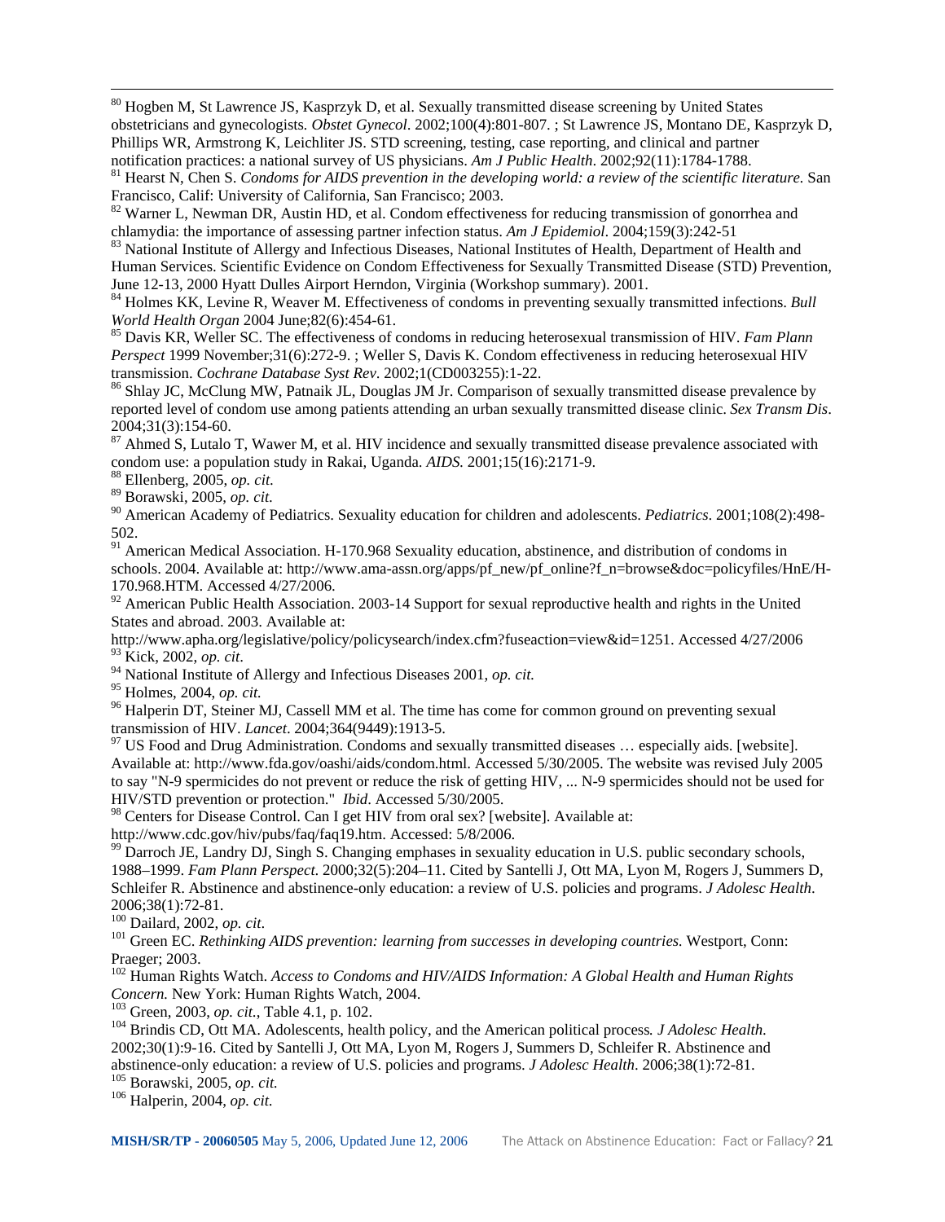[80] Hogben M, St Lawrence JS, Kasprzyk D, et al. Sexually transmitted disease screening by United States obstetricians and gynecologists. *Obstet Gynecol*. 2002;100(4):801-807. ; St Lawrence JS, Montano DE, Kasprzyk D, Phillips WR, Armstrong K, Leichliter JS. STD screening, testing, case reporting, and clinical and partner notification practices: a national survey of US physicians. *Am J Public Health*. 2002;92(11):1784-1788.

[81] Hearst N, Chen S. *Condoms for AIDS prevention in the developing world: a review of the scientific literature.* San Francisco, Calif: University of California, San Francisco; 2003.

[82] Warner L, Newman DR, Austin HD, et al. Condom effectiveness for reducing transmission of gonorrhea and chlamydia: the importance of assessing partner infection status. *Am J Epidemiol*. 2004;159(3):242-51

[83] National Institute of Allergy and Infectious Diseases, National Institutes of Health, Department of Health and Human Services. Scientific Evidence on Condom Effectiveness for Sexually Transmitted Disease (STD) Prevention, June 12-13, 2000 Hyatt Dulles Airport Herndon, Virginia (Workshop summary). 2001.

[84] Holmes KK, Levine R, Weaver M. Effectiveness of condoms in preventing sexually transmitted infections. *Bull World Health Organ* 2004 June;82(6):454-61.

[85] Davis KR, Weller SC. The effectiveness of condoms in reducing heterosexual transmission of HIV. *Fam Plann Perspect* 1999 November;31(6):272-9. ; Weller S, Davis K. Condom effectiveness in reducing heterosexual HIV transmission. *Cochrane Database Syst Rev*. 2002;1(CD003255):1-22.

[86] Shlay JC, McClung MW, Patnaik JL, Douglas JM Jr. Comparison of sexually transmitted disease prevalence by reported level of condom use among patients attending an urban sexually transmitted disease clinic. *Sex Transm Dis*. 2004;31(3):154-60.

[87] Ahmed S, Lutalo T, Wawer M, et al. HIV incidence and sexually transmitted disease prevalence associated with condom use: a population study in Rakai, Uganda. *AIDS.* 2001;15(16):2171-9.

[88] Ellenberg, 2005, *op. cit.*

[89] Borawski, 2005, *op. cit*.

[90] American Academy of Pediatrics. Sexuality education for children and adolescents. *Pediatrics*. 2001;108(2):498-502.

[91] American Medical Association. H-170.968 Sexuality education, abstinence, and distribution of condoms in schools. 2004. Available at: http://www.ama-assn.org/apps/pf_new/pf_online?f_n=browse&doc=policyfiles/HnE/H-170.968.HTM. Accessed 4/27/2006.

[92] American Public Health Association. 2003-14 Support for sexual reproductive health and rights in the United States and abroad. 2003. Available at:
http://www.apha.org/legislative/policy/policysearch/index.cfm?fuseaction=view&id=1251. Accessed 4/27/2006

[93] Kick, 2002, *op. cit*.

[94] National Institute of Allergy and Infectious Diseases 2001, *op. cit.*

[95] Holmes, 2004, *op. cit.*

[96] Halperin DT, Steiner MJ, Cassell MM et al. The time has come for common ground on preventing sexual transmission of HIV. *Lancet*. 2004;364(9449):1913-5.

[97] US Food and Drug Administration. Condoms and sexually transmitted diseases … especially aids. [website]. Available at: http://www.fda.gov/oashi/aids/condom.html. Accessed 5/30/2005. The website was revised July 2005 to say "N-9 spermicides do not prevent or reduce the risk of getting HIV, ... N-9 spermicides should not be used for HIV/STD prevention or protection." *Ibid*. Accessed 5/30/2005.

[98] Centers for Disease Control. Can I get HIV from oral sex? [website]. Available at:
http://www.cdc.gov/hiv/pubs/faq/faq19.htm. Accessed: 5/8/2006.

[99] Darroch JE, Landry DJ, Singh S. Changing emphases in sexuality education in U.S. public secondary schools, 1988–1999. *Fam Plann Perspect.* 2000;32(5):204–11. Cited by Santelli J, Ott MA, Lyon M, Rogers J, Summers D, Schleifer R. Abstinence and abstinence-only education: a review of U.S. policies and programs. *J Adolesc Health*. 2006;38(1):72-81.

[100] Dailard, 2002, *op. cit*.

[101] Green EC. *Rethinking AIDS prevention: learning from successes in developing countries.* Westport, Conn: Praeger; 2003.

[102] Human Rights Watch. *Access to Condoms and HIV/AIDS Information: A Global Health and Human Rights Concern.* New York: Human Rights Watch, 2004.

[103] Green, 2003, *op. cit.*, Table 4.1, p. 102.

[104] Brindis CD, Ott MA. Adolescents, health policy, and the American political process*. J Adolesc Health.* 2002;30(1):9-16. Cited by Santelli J, Ott MA, Lyon M, Rogers J, Summers D, Schleifer R. Abstinence and abstinence-only education: a review of U.S. policies and programs. *J Adolesc Health*. 2006;38(1):72-81.

[105] Borawski, 2005, *op. cit.*

[106] Halperin, 2004, *op. cit*.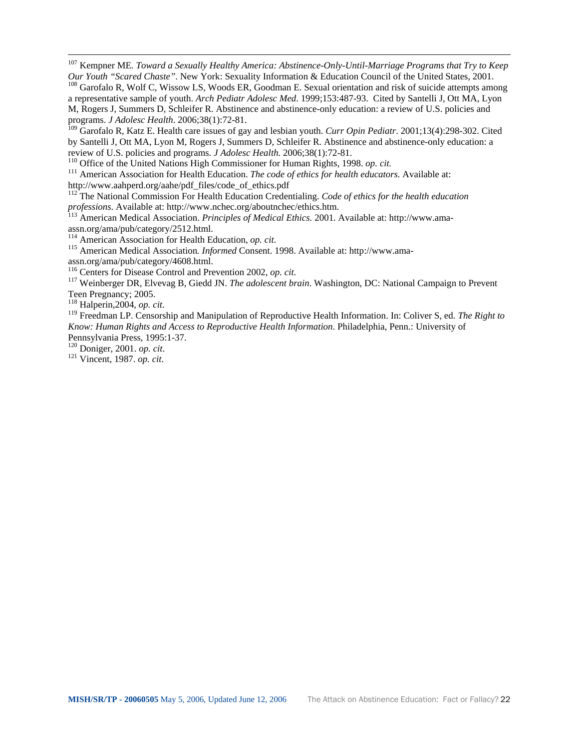[107] Kempner ME. *Toward a Sexually Healthy America: Abstinence-Only-Until-Marriage Programs that Try to Keep Our Youth "Scared Chaste"*. New York: Sexuality Information & Education Council of the United States, 2001.

[108] Garofalo R, Wolf C, Wissow LS, Woods ER, Goodman E. Sexual orientation and risk of suicide attempts among a representative sample of youth. *Arch Pediatr Adolesc Med*. 1999;153:487-93. Cited by Santelli J, Ott MA, Lyon M, Rogers J, Summers D, Schleifer R. Abstinence and abstinence-only education: a review of U.S. policies and programs. *J Adolesc Health*. 2006;38(1):72-81.

[109] Garofalo R, Katz E. Health care issues of gay and lesbian youth. *Curr Opin Pediatr*. 2001;13(4):298-302. Cited by Santelli J, Ott MA, Lyon M, Rogers J, Summers D, Schleifer R. Abstinence and abstinence-only education: a review of U.S. policies and programs. *J Adolesc Health.* 2006;38(1):72-81.

[110] Office of the United Nations High Commissioner for Human Rights, 1998. *op. cit.*

[111] American Association for Health Education. *The code of ethics for health educators.* Available at: http://www.aahperd.org/aahe/pdf_files/code_of_ethics.pdf

[112] The National Commission For Health Education Credentialing. *Code of ethics for the health education professions.* Available at: http://www.nchec.org/aboutnchec/ethics.htm.

[113] American Medical Association. *Principles of Medical Ethics.* 2001. Available at: http://www.ama-assn.org/ama/pub/category/2512.html.

[114] American Association for Health Education, *op. cit.*

[115] American Medical Association*. Informed* Consent. 1998. Available at: http://www.ama-assn.org/ama/pub/category/4608.html.

[116] Centers for Disease Control and Prevention 2002, *op. cit.*

[117] Weinberger DR, Elvevag B, Giedd JN. *The adolescent brain*. Washington, DC: National Campaign to Prevent Teen Pregnancy; 2005.

[118] Halperin,2004, *op. cit*.

[119] Freedman LP. Censorship and Manipulation of Reproductive Health Information. In: Coliver S, ed. *The Right to Know: Human Rights and Access to Reproductive Health Information*. Philadelphia, Penn.: University of Pennsylvania Press, 1995:1-37.

[120] Doniger, 2001. *op. cit*.

[121] Vincent, 1987. *op. cit*.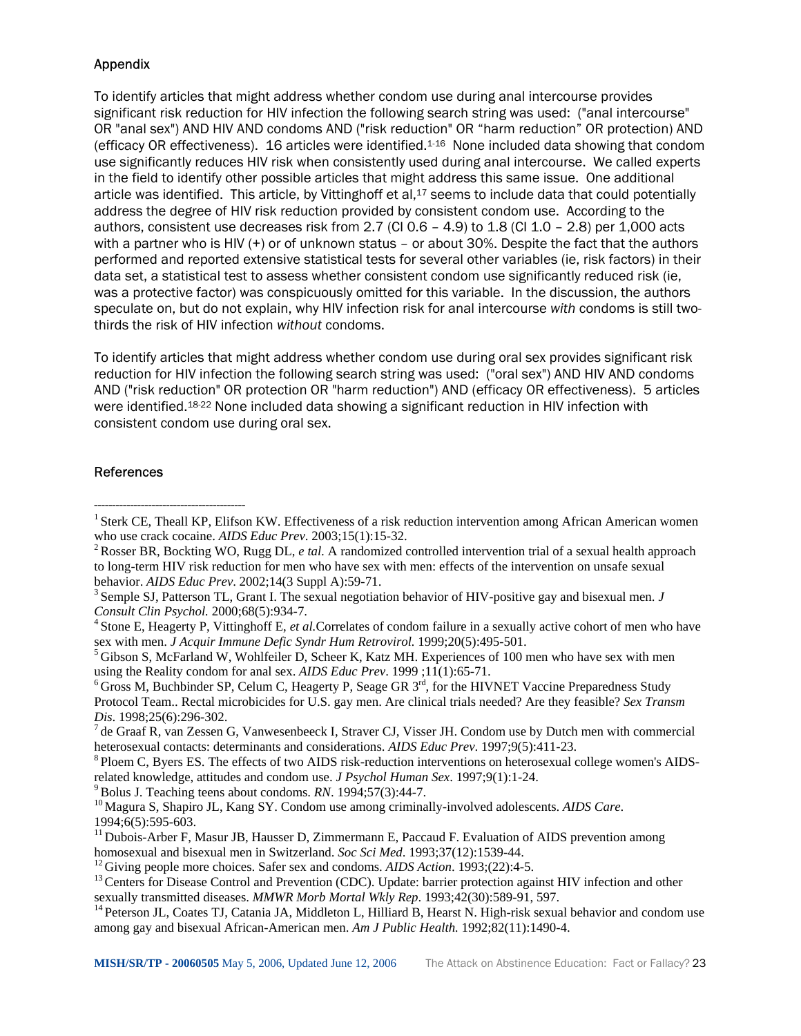## Appendix

To identify articles that might address whether condom use during anal intercourse provides significant risk reduction for HIV infection the following search string was used: ("anal intercourse" OR "anal sex") AND HIV AND condoms AND ("risk reduction" OR "harm reduction" OR protection) AND (efficacy OR effectiveness). 16 articles were identified.[1-16] None included data showing that condom use significantly reduces HIV risk when consistently used during anal intercourse. We called experts in the field to identify other possible articles that might address this same issue. One additional article was identified. This article, by Vittinghoff et al,[17] seems to include data that could potentially address the degree of HIV risk reduction provided by consistent condom use. According to the authors, consistent use decreases risk from 2.7 (CI 0.6 – 4.9) to 1.8 (CI 1.0 – 2.8) per 1,000 acts with a partner who is HIV (+) or of unknown status – or about 30%. Despite the fact that the authors performed and reported extensive statistical tests for several other variables (ie, risk factors) in their data set, a statistical test to assess whether consistent condom use significantly reduced risk (ie, was a protective factor) was conspicuously omitted for this variable. In the discussion, the authors speculate on, but do not explain, why HIV infection risk for anal intercourse *with* condoms is still two-thirds the risk of HIV infection *without* condoms.

To identify articles that might address whether condom use during oral sex provides significant risk reduction for HIV infection the following search string was used: ("oral sex") AND HIV AND condoms AND ("risk reduction" OR protection OR "harm reduction") AND (efficacy OR effectiveness). 5 articles were identified.[18-22] None included data showing a significant reduction in HIV infection with consistent condom use during oral sex.

## References

---

[1] Sterk CE, Theall KP, Elifson KW. Effectiveness of a risk reduction intervention among African American women who use crack cocaine. *AIDS Educ Prev*. 2003;15(1):15-32.

[2] Rosser BR, Bockting WO, Rugg DL, *e tal.* A randomized controlled intervention trial of a sexual health approach to long-term HIV risk reduction for men who have sex with men: effects of the intervention on unsafe sexual behavior. *AIDS Educ Prev*. 2002;14(3 Suppl A):59-71.

[3] Semple SJ, Patterson TL, Grant I. The sexual negotiation behavior of HIV-positive gay and bisexual men. *J Consult Clin Psychol.* 2000;68(5):934-7.

[4] Stone E, Heagerty P, Vittinghoff E, *et al.*Correlates of condom failure in a sexually active cohort of men who have sex with men. *J Acquir Immune Defic Syndr Hum Retrovirol.* 1999;20(5):495-501.

[5] Gibson S, McFarland W, Wohlfeiler D, Scheer K, Katz MH. Experiences of 100 men who have sex with men using the Reality condom for anal sex. *AIDS Educ Prev*. 1999 ;11(1):65-71.

[6] Gross M, Buchbinder SP, Celum C, Heagerty P, Seage GR 3rd, for the HIVNET Vaccine Preparedness Study Protocol Team.. Rectal microbicides for U.S. gay men. Are clinical trials needed? Are they feasible? *Sex Transm Dis*. 1998;25(6):296-302.

[7] de Graaf R, van Zessen G, Vanwesenbeeck I, Straver CJ, Visser JH. Condom use by Dutch men with commercial heterosexual contacts: determinants and considerations. *AIDS Educ Prev*. 1997;9(5):411-23.

[8] Ploem C, Byers ES. The effects of two AIDS risk-reduction interventions on heterosexual college women's AIDS-related knowledge, attitudes and condom use. *J Psychol Human Sex*. 1997;9(1):1-24.

[9] Bolus J. Teaching teens about condoms. *RN*. 1994;57(3):44-7.

[10] Magura S, Shapiro JL, Kang SY. Condom use among criminally-involved adolescents. *AIDS Care*. 1994;6(5):595-603.

[11] Dubois-Arber F, Masur JB, Hausser D, Zimmermann E, Paccaud F. Evaluation of AIDS prevention among homosexual and bisexual men in Switzerland. *Soc Sci Med*. 1993;37(12):1539-44.

[12] Giving people more choices. Safer sex and condoms. *AIDS Action*. 1993;(22):4-5.

[13] Centers for Disease Control and Prevention (CDC). Update: barrier protection against HIV infection and other sexually transmitted diseases. *MMWR Morb Mortal Wkly Rep*. 1993;42(30):589-91, 597.

[14] Peterson JL, Coates TJ, Catania JA, Middleton L, Hilliard B, Hearst N. High-risk sexual behavior and condom use among gay and bisexual African-American men. *Am J Public Health.* 1992;82(11):1490-4.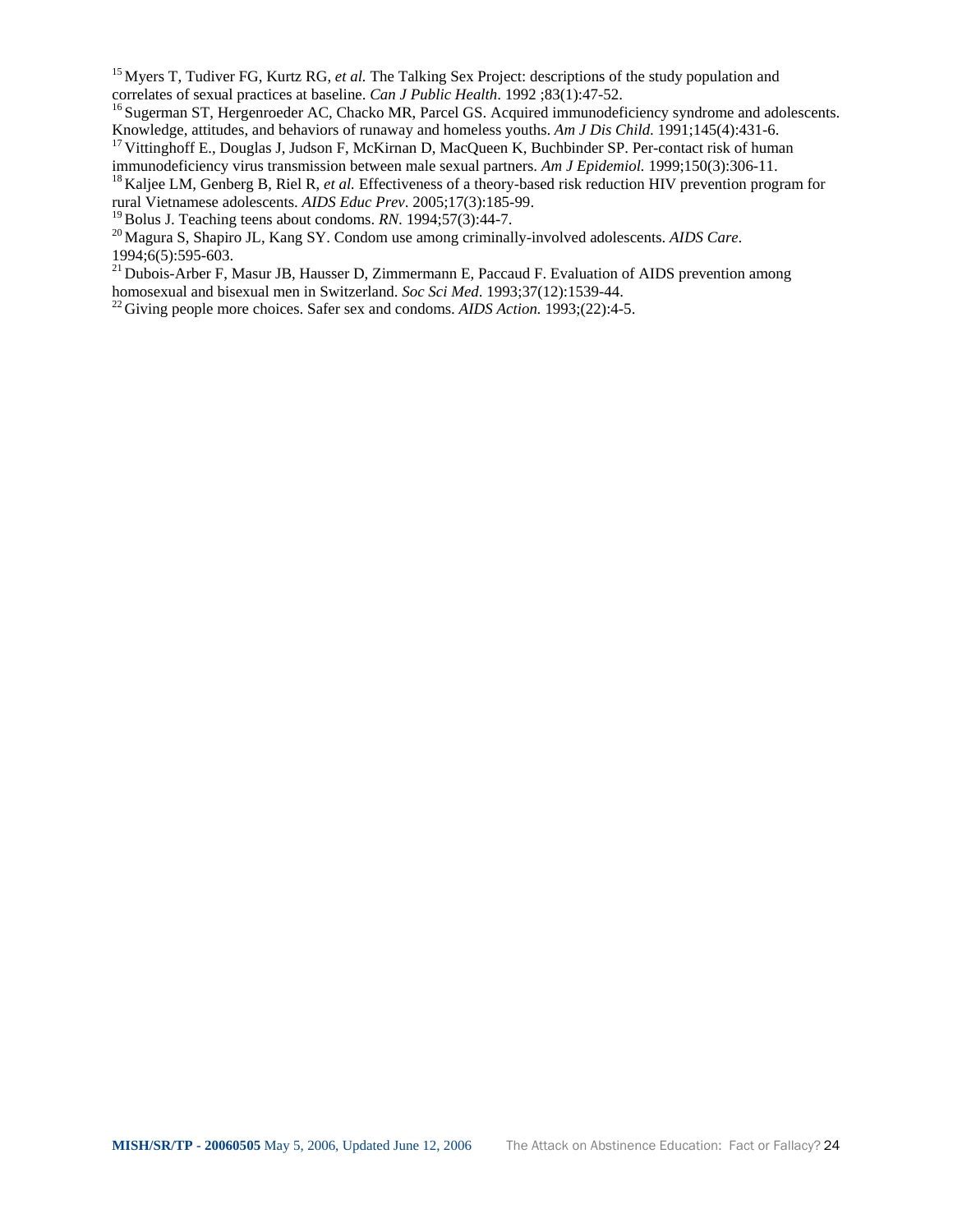[15] Myers T, Tudiver FG, Kurtz RG, *et al.* The Talking Sex Project: descriptions of the study population and correlates of sexual practices at baseline. *Can J Public Health*. 1992 ;83(1):47-52.

[16] Sugerman ST, Hergenroeder AC, Chacko MR, Parcel GS. Acquired immunodeficiency syndrome and adolescents. Knowledge, attitudes, and behaviors of runaway and homeless youths. *Am J Dis Child*. 1991;145(4):431-6.

[17] Vittinghoff E., Douglas J, Judson F, McKirnan D, MacQueen K, Buchbinder SP. Per-contact risk of human immunodeficiency virus transmission between male sexual partners. *Am J Epidemiol.* 1999;150(3):306-11.

[18] Kaljee LM, Genberg B, Riel R, *et al.* Effectiveness of a theory-based risk reduction HIV prevention program for rural Vietnamese adolescents. *AIDS Educ Prev*. 2005;17(3):185-99.

[19] Bolus J. Teaching teens about condoms. *RN*. 1994;57(3):44-7.

[20] Magura S, Shapiro JL, Kang SY. Condom use among criminally-involved adolescents. *AIDS Care*. 1994;6(5):595-603.

[21] Dubois-Arber F, Masur JB, Hausser D, Zimmermann E, Paccaud F. Evaluation of AIDS prevention among homosexual and bisexual men in Switzerland. *Soc Sci Med*. 1993;37(12):1539-44.

[22] Giving people more choices. Safer sex and condoms. *AIDS Action.* 1993;(22):4-5.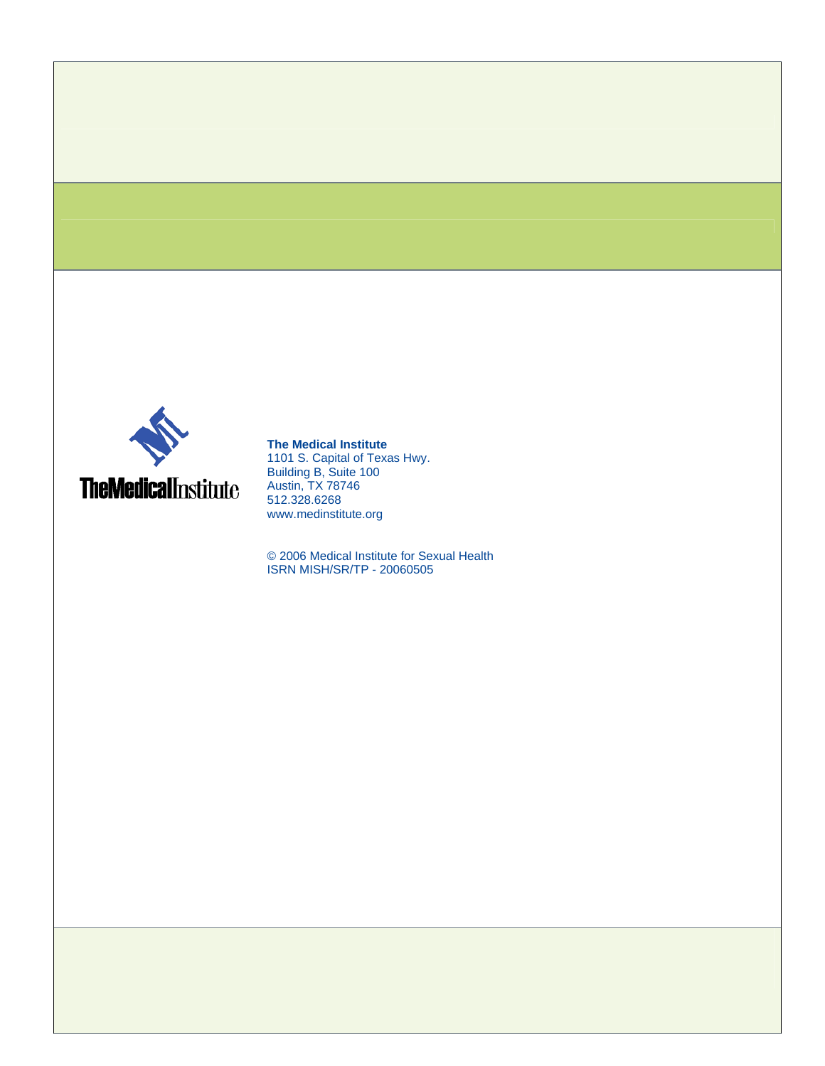**The Medical Institute**
1101 S. Capital of Texas Hwy.
Building B, Suite 100
Austin, TX 78746
512.328.6268
www.medinstitute.org

© 2006 Medical Institute for Sexual Health
ISRN MISH/SR/TP - 20060505